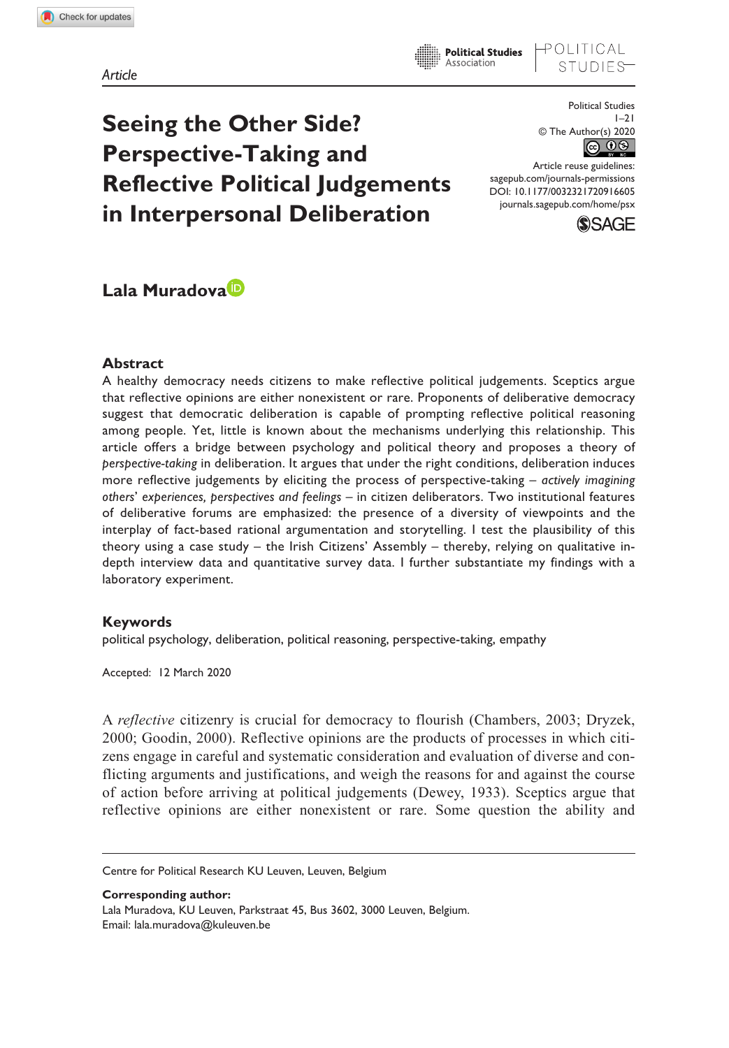Article

# Seeing the Other Side? Perspective-Taking and Reflective Political Judgements in Interpersonal Deliberation

Political Studies
© The Author(s) 2020
Article reuse guidelines: sagepub.com/journals-permissions
DOI: 10.1177/0032321720916605
journals.sagepub.com/home/psx

**Lala Muradova**

## Abstract

A healthy democracy needs citizens to make reflective political judgements. Sceptics argue that reflective opinions are either nonexistent or rare. Proponents of deliberative democracy suggest that democratic deliberation is capable of prompting reflective political reasoning among people. Yet, little is known about the mechanisms underlying this relationship. This article offers a bridge between psychology and political theory and proposes a theory of *perspective-taking* in deliberation. It argues that under the right conditions, deliberation induces more reflective judgements by eliciting the process of perspective-taking – *actively imagining others' experiences, perspectives and feelings* – in citizen deliberators. Two institutional features of deliberative forums are emphasized: the presence of a diversity of viewpoints and the interplay of fact-based rational argumentation and storytelling. I test the plausibility of this theory using a case study – the Irish Citizens' Assembly – thereby, relying on qualitative in-depth interview data and quantitative survey data. I further substantiate my findings with a laboratory experiment.

## Keywords

political psychology, deliberation, political reasoning, perspective-taking, empathy

Accepted: 12 March 2020

A *reflective* citizenry is crucial for democracy to flourish (Chambers, 2003; Dryzek, 2000; Goodin, 2000). Reflective opinions are the products of processes in which citizens engage in careful and systematic consideration and evaluation of diverse and conflicting arguments and justifications, and weigh the reasons for and against the course of action before arriving at political judgements (Dewey, 1933). Sceptics argue that reflective opinions are either nonexistent or rare. Some question the ability and

Centre for Political Research KU Leuven, Leuven, Belgium

**Corresponding author:**
Lala Muradova, KU Leuven, Parkstraat 45, Bus 3602, 3000 Leuven, Belgium.
Email: lala.muradova@kuleuven.be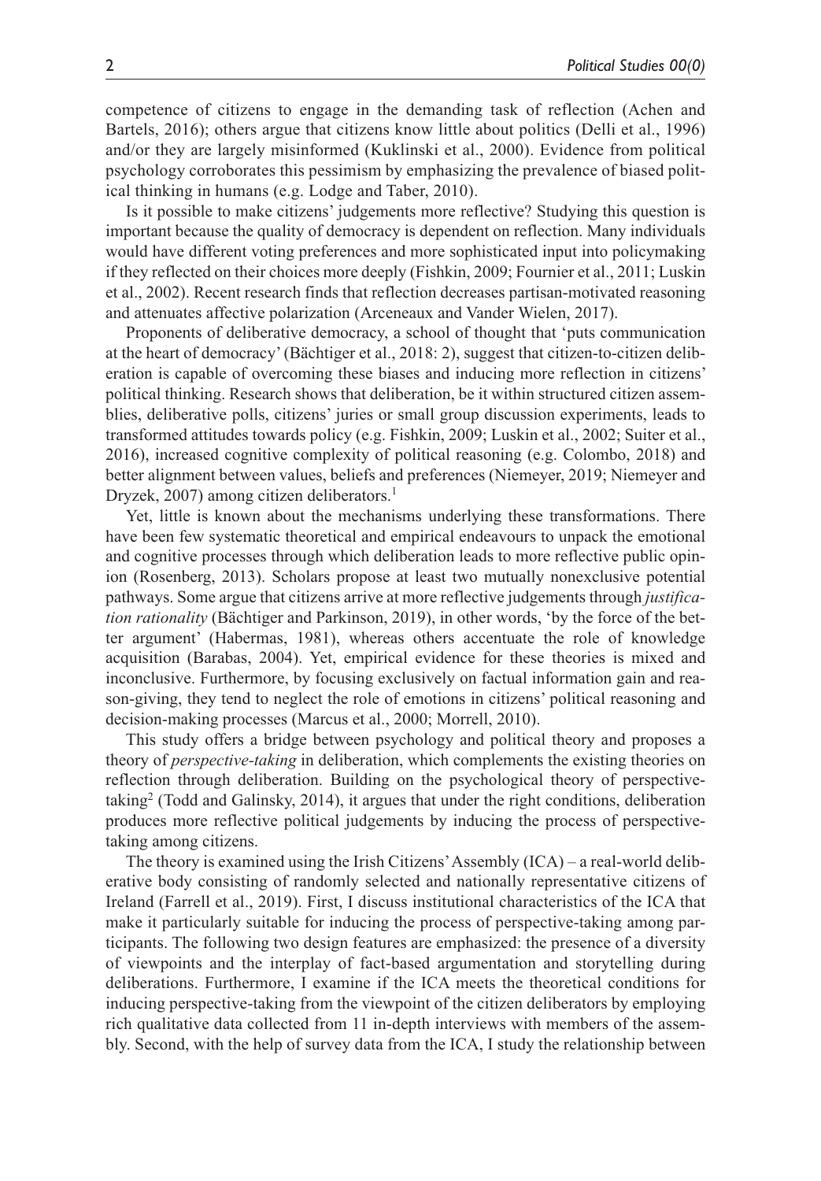competence of citizens to engage in the demanding task of reflection (Achen and Bartels, 2016); others argue that citizens know little about politics (Delli et al., 1996) and/or they are largely misinformed (Kuklinski et al., 2000). Evidence from political psychology corroborates this pessimism by emphasizing the prevalence of biased political thinking in humans (e.g. Lodge and Taber, 2010).

Is it possible to make citizens' judgements more reflective? Studying this question is important because the quality of democracy is dependent on reflection. Many individuals would have different voting preferences and more sophisticated input into policymaking if they reflected on their choices more deeply (Fishkin, 2009; Fournier et al., 2011; Luskin et al., 2002). Recent research finds that reflection decreases partisan-motivated reasoning and attenuates affective polarization (Arceneaux and Vander Wielen, 2017).

Proponents of deliberative democracy, a school of thought that 'puts communication at the heart of democracy' (Bächtiger et al., 2018: 2), suggest that citizen-to-citizen deliberation is capable of overcoming these biases and inducing more reflection in citizens' political thinking. Research shows that deliberation, be it within structured citizen assemblies, deliberative polls, citizens' juries or small group discussion experiments, leads to transformed attitudes towards policy (e.g. Fishkin, 2009; Luskin et al., 2002; Suiter et al., 2016), increased cognitive complexity of political reasoning (e.g. Colombo, 2018) and better alignment between values, beliefs and preferences (Niemeyer, 2019; Niemeyer and Dryzek, 2007) among citizen deliberators.[1]

Yet, little is known about the mechanisms underlying these transformations. There have been few systematic theoretical and empirical endeavours to unpack the emotional and cognitive processes through which deliberation leads to more reflective public opinion (Rosenberg, 2013). Scholars propose at least two mutually nonexclusive potential pathways. Some argue that citizens arrive at more reflective judgements through *justification rationality* (Bächtiger and Parkinson, 2019), in other words, 'by the force of the better argument' (Habermas, 1981), whereas others accentuate the role of knowledge acquisition (Barabas, 2004). Yet, empirical evidence for these theories is mixed and inconclusive. Furthermore, by focusing exclusively on factual information gain and reason-giving, they tend to neglect the role of emotions in citizens' political reasoning and decision-making processes (Marcus et al., 2000; Morrell, 2010).

This study offers a bridge between psychology and political theory and proposes a theory of *perspective-taking* in deliberation, which complements the existing theories on reflection through deliberation. Building on the psychological theory of perspective-taking[2] (Todd and Galinsky, 2014), it argues that under the right conditions, deliberation produces more reflective political judgements by inducing the process of perspective-taking among citizens.

The theory is examined using the Irish Citizens' Assembly (ICA) – a real-world deliberative body consisting of randomly selected and nationally representative citizens of Ireland (Farrell et al., 2019). First, I discuss institutional characteristics of the ICA that make it particularly suitable for inducing the process of perspective-taking among participants. The following two design features are emphasized: the presence of a diversity of viewpoints and the interplay of fact-based argumentation and storytelling during deliberations. Furthermore, I examine if the ICA meets the theoretical conditions for inducing perspective-taking from the viewpoint of the citizen deliberators by employing rich qualitative data collected from 11 in-depth interviews with members of the assembly. Second, with the help of survey data from the ICA, I study the relationship between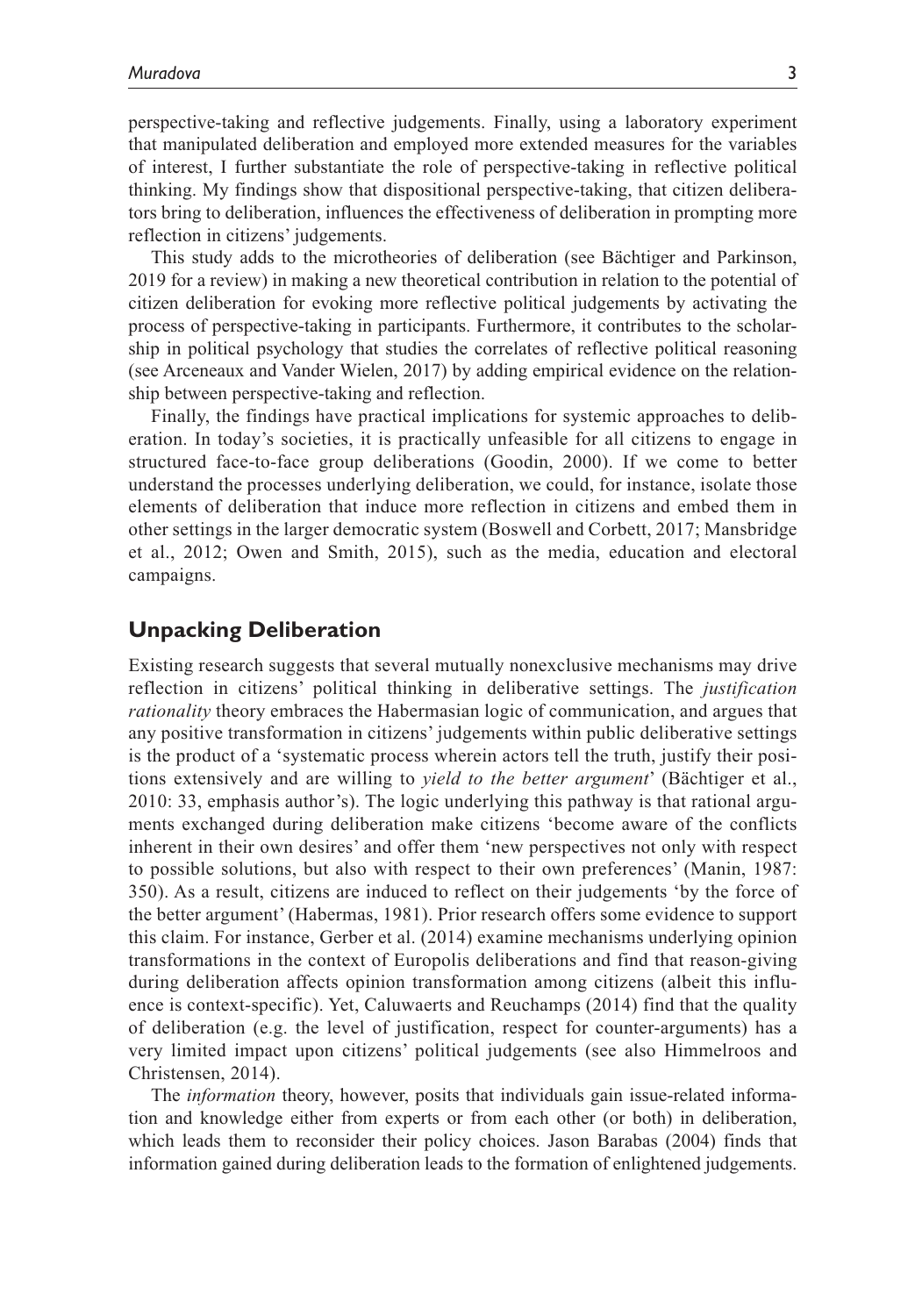perspective-taking and reflective judgements. Finally, using a laboratory experiment that manipulated deliberation and employed more extended measures for the variables of interest, I further substantiate the role of perspective-taking in reflective political thinking. My findings show that dispositional perspective-taking, that citizen deliberators bring to deliberation, influences the effectiveness of deliberation in prompting more reflection in citizens' judgements.

This study adds to the microtheories of deliberation (see Bächtiger and Parkinson, 2019 for a review) in making a new theoretical contribution in relation to the potential of citizen deliberation for evoking more reflective political judgements by activating the process of perspective-taking in participants. Furthermore, it contributes to the scholarship in political psychology that studies the correlates of reflective political reasoning (see Arceneaux and Vander Wielen, 2017) by adding empirical evidence on the relationship between perspective-taking and reflection.

Finally, the findings have practical implications for systemic approaches to deliberation. In today's societies, it is practically unfeasible for all citizens to engage in structured face-to-face group deliberations (Goodin, 2000). If we come to better understand the processes underlying deliberation, we could, for instance, isolate those elements of deliberation that induce more reflection in citizens and embed them in other settings in the larger democratic system (Boswell and Corbett, 2017; Mansbridge et al., 2012; Owen and Smith, 2015), such as the media, education and electoral campaigns.

## Unpacking Deliberation

Existing research suggests that several mutually nonexclusive mechanisms may drive reflection in citizens' political thinking in deliberative settings. The *justification rationality* theory embraces the Habermasian logic of communication, and argues that any positive transformation in citizens' judgements within public deliberative settings is the product of a 'systematic process wherein actors tell the truth, justify their positions extensively and are willing to *yield to the better argument*' (Bächtiger et al., 2010: 33, emphasis author's). The logic underlying this pathway is that rational arguments exchanged during deliberation make citizens 'become aware of the conflicts inherent in their own desires' and offer them 'new perspectives not only with respect to possible solutions, but also with respect to their own preferences' (Manin, 1987: 350). As a result, citizens are induced to reflect on their judgements 'by the force of the better argument' (Habermas, 1981). Prior research offers some evidence to support this claim. For instance, Gerber et al. (2014) examine mechanisms underlying opinion transformations in the context of Europolis deliberations and find that reason-giving during deliberation affects opinion transformation among citizens (albeit this influence is context-specific). Yet, Caluwaerts and Reuchamps (2014) find that the quality of deliberation (e.g. the level of justification, respect for counter-arguments) has a very limited impact upon citizens' political judgements (see also Himmelroos and Christensen, 2014).

The *information* theory, however, posits that individuals gain issue-related information and knowledge either from experts or from each other (or both) in deliberation, which leads them to reconsider their policy choices. Jason Barabas (2004) finds that information gained during deliberation leads to the formation of enlightened judgements.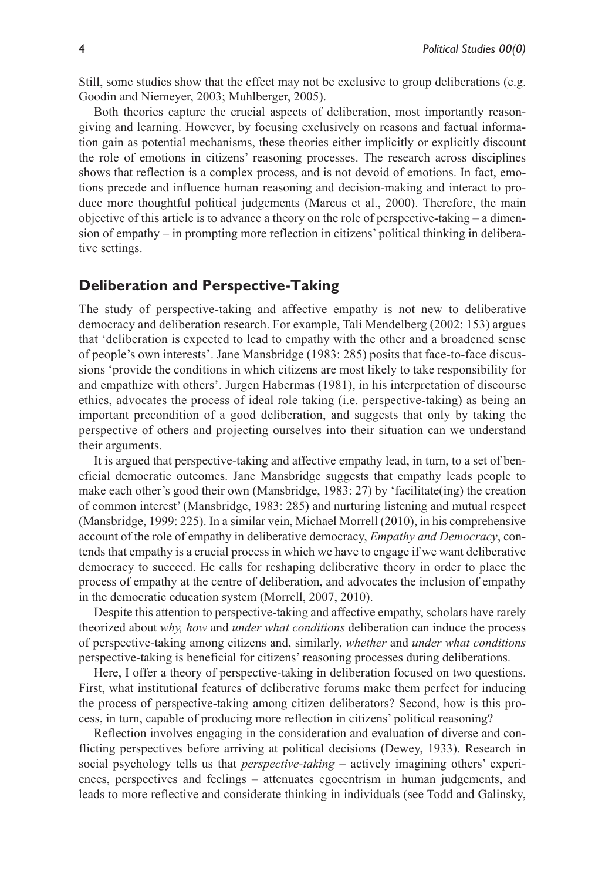Still, some studies show that the effect may not be exclusive to group deliberations (e.g. Goodin and Niemeyer, 2003; Muhlberger, 2005).

Both theories capture the crucial aspects of deliberation, most importantly reason-giving and learning. However, by focusing exclusively on reasons and factual information gain as potential mechanisms, these theories either implicitly or explicitly discount the role of emotions in citizens' reasoning processes. The research across disciplines shows that reflection is a complex process, and is not devoid of emotions. In fact, emotions precede and influence human reasoning and decision-making and interact to produce more thoughtful political judgements (Marcus et al., 2000). Therefore, the main objective of this article is to advance a theory on the role of perspective-taking – a dimension of empathy – in prompting more reflection in citizens' political thinking in deliberative settings.

## Deliberation and Perspective-Taking

The study of perspective-taking and affective empathy is not new to deliberative democracy and deliberation research. For example, Tali Mendelberg (2002: 153) argues that 'deliberation is expected to lead to empathy with the other and a broadened sense of people's own interests'. Jane Mansbridge (1983: 285) posits that face-to-face discussions 'provide the conditions in which citizens are most likely to take responsibility for and empathize with others'. Jurgen Habermas (1981), in his interpretation of discourse ethics, advocates the process of ideal role taking (i.e. perspective-taking) as being an important precondition of a good deliberation, and suggests that only by taking the perspective of others and projecting ourselves into their situation can we understand their arguments.

It is argued that perspective-taking and affective empathy lead, in turn, to a set of beneficial democratic outcomes. Jane Mansbridge suggests that empathy leads people to make each other's good their own (Mansbridge, 1983: 27) by 'facilitate(ing) the creation of common interest' (Mansbridge, 1983: 285) and nurturing listening and mutual respect (Mansbridge, 1999: 225). In a similar vein, Michael Morrell (2010), in his comprehensive account of the role of empathy in deliberative democracy, *Empathy and Democracy*, contends that empathy is a crucial process in which we have to engage if we want deliberative democracy to succeed. He calls for reshaping deliberative theory in order to place the process of empathy at the centre of deliberation, and advocates the inclusion of empathy in the democratic education system (Morrell, 2007, 2010).

Despite this attention to perspective-taking and affective empathy, scholars have rarely theorized about *why, how* and *under what conditions* deliberation can induce the process of perspective-taking among citizens and, similarly, *whether* and *under what conditions* perspective-taking is beneficial for citizens' reasoning processes during deliberations.

Here, I offer a theory of perspective-taking in deliberation focused on two questions. First, what institutional features of deliberative forums make them perfect for inducing the process of perspective-taking among citizen deliberators? Second, how is this process, in turn, capable of producing more reflection in citizens' political reasoning?

Reflection involves engaging in the consideration and evaluation of diverse and conflicting perspectives before arriving at political decisions (Dewey, 1933). Research in social psychology tells us that *perspective-taking* – actively imagining others' experiences, perspectives and feelings – attenuates egocentrism in human judgements, and leads to more reflective and considerate thinking in individuals (see Todd and Galinsky,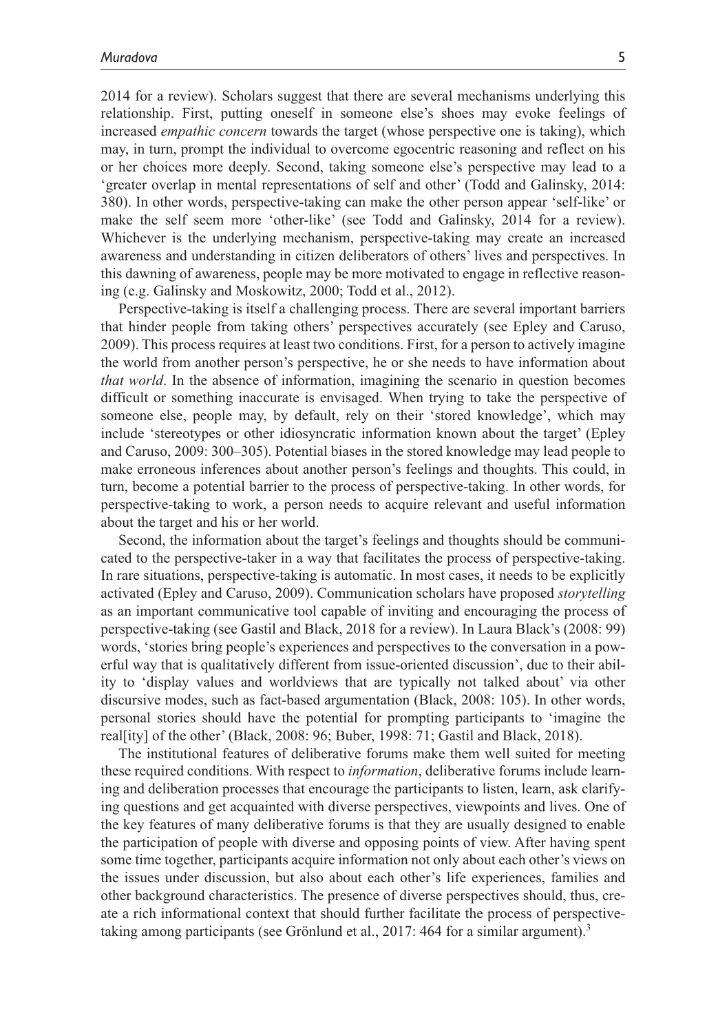2014 for a review). Scholars suggest that there are several mechanisms underlying this relationship. First, putting oneself in someone else's shoes may evoke feelings of increased *empathic concern* towards the target (whose perspective one is taking), which may, in turn, prompt the individual to overcome egocentric reasoning and reflect on his or her choices more deeply. Second, taking someone else's perspective may lead to a 'greater overlap in mental representations of self and other' (Todd and Galinsky, 2014: 380). In other words, perspective-taking can make the other person appear 'self-like' or make the self seem more 'other-like' (see Todd and Galinsky, 2014 for a review). Whichever is the underlying mechanism, perspective-taking may create an increased awareness and understanding in citizen deliberators of others' lives and perspectives. In this dawning of awareness, people may be more motivated to engage in reflective reasoning (e.g. Galinsky and Moskowitz, 2000; Todd et al., 2012).

Perspective-taking is itself a challenging process. There are several important barriers that hinder people from taking others' perspectives accurately (see Epley and Caruso, 2009). This process requires at least two conditions. First, for a person to actively imagine the world from another person's perspective, he or she needs to have information about *that world*. In the absence of information, imagining the scenario in question becomes difficult or something inaccurate is envisaged. When trying to take the perspective of someone else, people may, by default, rely on their 'stored knowledge', which may include 'stereotypes or other idiosyncratic information known about the target' (Epley and Caruso, 2009: 300–305). Potential biases in the stored knowledge may lead people to make erroneous inferences about another person's feelings and thoughts. This could, in turn, become a potential barrier to the process of perspective-taking. In other words, for perspective-taking to work, a person needs to acquire relevant and useful information about the target and his or her world.

Second, the information about the target's feelings and thoughts should be communicated to the perspective-taker in a way that facilitates the process of perspective-taking. In rare situations, perspective-taking is automatic. In most cases, it needs to be explicitly activated (Epley and Caruso, 2009). Communication scholars have proposed *storytelling* as an important communicative tool capable of inviting and encouraging the process of perspective-taking (see Gastil and Black, 2018 for a review). In Laura Black's (2008: 99) words, 'stories bring people's experiences and perspectives to the conversation in a powerful way that is qualitatively different from issue-oriented discussion', due to their ability to 'display values and worldviews that are typically not talked about' via other discursive modes, such as fact-based argumentation (Black, 2008: 105). In other words, personal stories should have the potential for prompting participants to 'imagine the real[ity] of the other' (Black, 2008: 96; Buber, 1998: 71; Gastil and Black, 2018).

The institutional features of deliberative forums make them well suited for meeting these required conditions. With respect to *information*, deliberative forums include learning and deliberation processes that encourage the participants to listen, learn, ask clarifying questions and get acquainted with diverse perspectives, viewpoints and lives. One of the key features of many deliberative forums is that they are usually designed to enable the participation of people with diverse and opposing points of view. After having spent some time together, participants acquire information not only about each other's views on the issues under discussion, but also about each other's life experiences, families and other background characteristics. The presence of diverse perspectives should, thus, create a rich informational context that should further facilitate the process of perspective-taking among participants (see Grönlund et al., 2017: 464 for a similar argument).[3]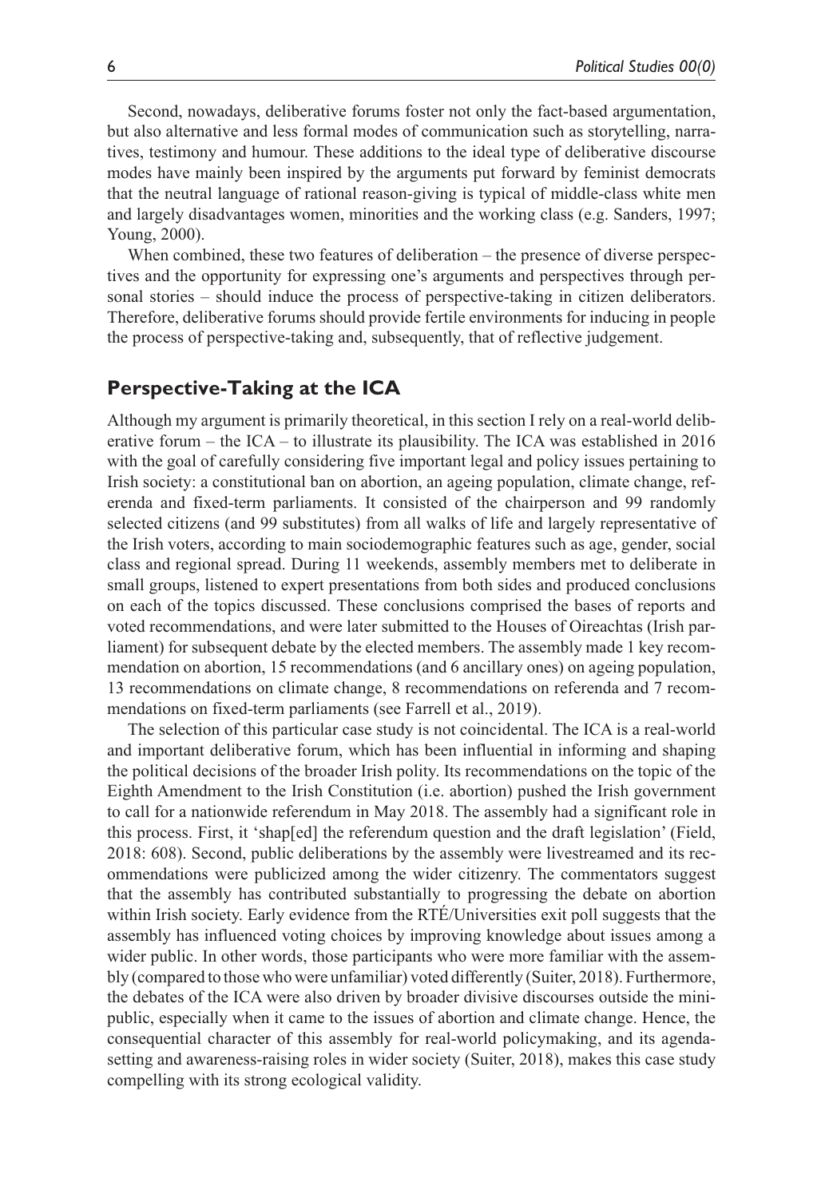Second, nowadays, deliberative forums foster not only the fact-based argumentation, but also alternative and less formal modes of communication such as storytelling, narratives, testimony and humour. These additions to the ideal type of deliberative discourse modes have mainly been inspired by the arguments put forward by feminist democrats that the neutral language of rational reason-giving is typical of middle-class white men and largely disadvantages women, minorities and the working class (e.g. Sanders, 1997; Young, 2000).

When combined, these two features of deliberation – the presence of diverse perspectives and the opportunity for expressing one's arguments and perspectives through personal stories – should induce the process of perspective-taking in citizen deliberators. Therefore, deliberative forums should provide fertile environments for inducing in people the process of perspective-taking and, subsequently, that of reflective judgement.

## Perspective-Taking at the ICA

Although my argument is primarily theoretical, in this section I rely on a real-world deliberative forum – the ICA – to illustrate its plausibility. The ICA was established in 2016 with the goal of carefully considering five important legal and policy issues pertaining to Irish society: a constitutional ban on abortion, an ageing population, climate change, referenda and fixed-term parliaments. It consisted of the chairperson and 99 randomly selected citizens (and 99 substitutes) from all walks of life and largely representative of the Irish voters, according to main sociodemographic features such as age, gender, social class and regional spread. During 11 weekends, assembly members met to deliberate in small groups, listened to expert presentations from both sides and produced conclusions on each of the topics discussed. These conclusions comprised the bases of reports and voted recommendations, and were later submitted to the Houses of Oireachtas (Irish parliament) for subsequent debate by the elected members. The assembly made 1 key recommendation on abortion, 15 recommendations (and 6 ancillary ones) on ageing population, 13 recommendations on climate change, 8 recommendations on referenda and 7 recommendations on fixed-term parliaments (see Farrell et al., 2019).

The selection of this particular case study is not coincidental. The ICA is a real-world and important deliberative forum, which has been influential in informing and shaping the political decisions of the broader Irish polity. Its recommendations on the topic of the Eighth Amendment to the Irish Constitution (i.e. abortion) pushed the Irish government to call for a nationwide referendum in May 2018. The assembly had a significant role in this process. First, it 'shap[ed] the referendum question and the draft legislation' (Field, 2018: 608). Second, public deliberations by the assembly were livestreamed and its recommendations were publicized among the wider citizenry. The commentators suggest that the assembly has contributed substantially to progressing the debate on abortion within Irish society. Early evidence from the RTÉ/Universities exit poll suggests that the assembly has influenced voting choices by improving knowledge about issues among a wider public. In other words, those participants who were more familiar with the assembly (compared to those who were unfamiliar) voted differently (Suiter, 2018). Furthermore, the debates of the ICA were also driven by broader divisive discourses outside the mini-public, especially when it came to the issues of abortion and climate change. Hence, the consequential character of this assembly for real-world policymaking, and its agenda-setting and awareness-raising roles in wider society (Suiter, 2018), makes this case study compelling with its strong ecological validity.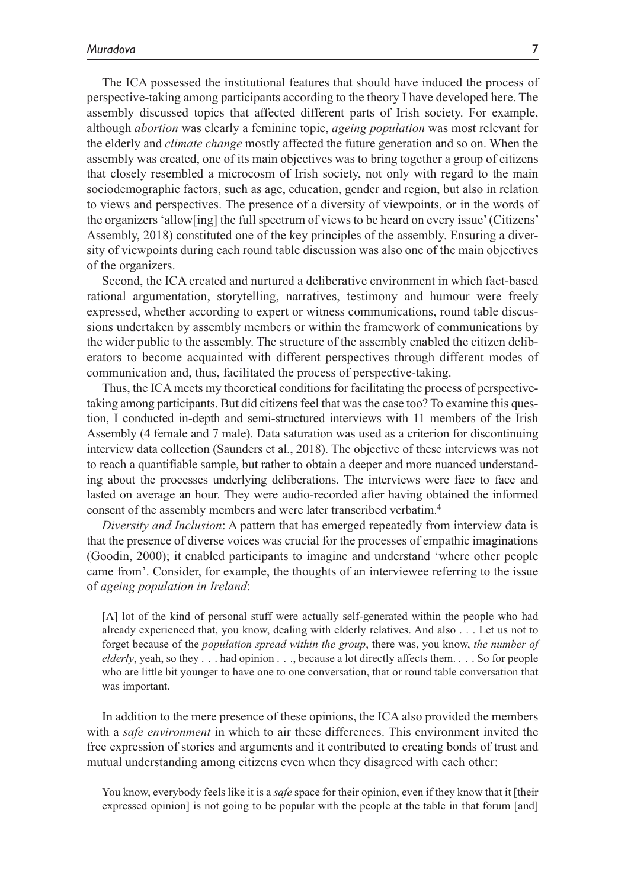The ICA possessed the institutional features that should have induced the process of perspective-taking among participants according to the theory I have developed here. The assembly discussed topics that affected different parts of Irish society. For example, although *abortion* was clearly a feminine topic, *ageing population* was most relevant for the elderly and *climate change* mostly affected the future generation and so on. When the assembly was created, one of its main objectives was to bring together a group of citizens that closely resembled a microcosm of Irish society, not only with regard to the main sociodemographic factors, such as age, education, gender and region, but also in relation to views and perspectives. The presence of a diversity of viewpoints, or in the words of the organizers 'allow[ing] the full spectrum of views to be heard on every issue' (Citizens' Assembly, 2018) constituted one of the key principles of the assembly. Ensuring a diversity of viewpoints during each round table discussion was also one of the main objectives of the organizers.

Second, the ICA created and nurtured a deliberative environment in which fact-based rational argumentation, storytelling, narratives, testimony and humour were freely expressed, whether according to expert or witness communications, round table discussions undertaken by assembly members or within the framework of communications by the wider public to the assembly. The structure of the assembly enabled the citizen deliberators to become acquainted with different perspectives through different modes of communication and, thus, facilitated the process of perspective-taking.

Thus, the ICA meets my theoretical conditions for facilitating the process of perspective-taking among participants. But did citizens feel that was the case too? To examine this question, I conducted in-depth and semi-structured interviews with 11 members of the Irish Assembly (4 female and 7 male). Data saturation was used as a criterion for discontinuing interview data collection (Saunders et al., 2018). The objective of these interviews was not to reach a quantifiable sample, but rather to obtain a deeper and more nuanced understanding about the processes underlying deliberations. The interviews were face to face and lasted on average an hour. They were audio-recorded after having obtained the informed consent of the assembly members and were later transcribed verbatim.[4]

*Diversity and Inclusion*: A pattern that has emerged repeatedly from interview data is that the presence of diverse voices was crucial for the processes of empathic imaginations (Goodin, 2000); it enabled participants to imagine and understand 'where other people came from'. Consider, for example, the thoughts of an interviewee referring to the issue of *ageing population in Ireland*:

> [A] lot of the kind of personal stuff were actually self-generated within the people who had already experienced that, you know, dealing with elderly relatives. And also . . . Let us not to forget because of the *population spread within the group*, there was, you know, *the number of elderly*, yeah, so they . . . had opinion . . ., because a lot directly affects them. . . . So for people who are little bit younger to have one to one conversation, that or round table conversation that was important.

In addition to the mere presence of these opinions, the ICA also provided the members with a *safe environment* in which to air these differences. This environment invited the free expression of stories and arguments and it contributed to creating bonds of trust and mutual understanding among citizens even when they disagreed with each other:

> You know, everybody feels like it is a *safe* space for their opinion, even if they know that it [their expressed opinion] is not going to be popular with the people at the table in that forum [and]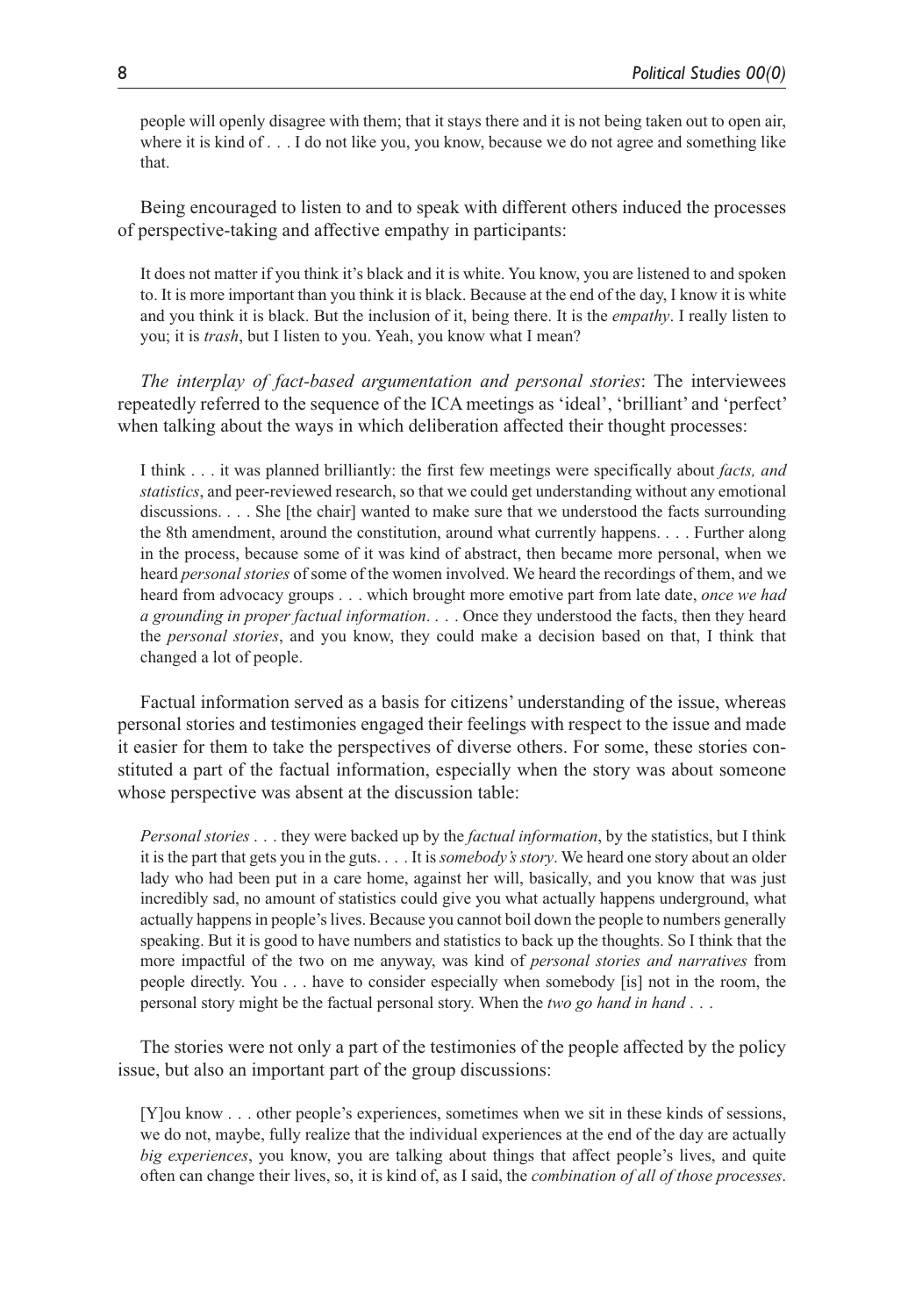people will openly disagree with them; that it stays there and it is not being taken out to open air, where it is kind of . . . I do not like you, you know, because we do not agree and something like that.

Being encouraged to listen to and to speak with different others induced the processes of perspective-taking and affective empathy in participants:

> It does not matter if you think it's black and it is white. You know, you are listened to and spoken to. It is more important than you think it is black. Because at the end of the day, I know it is white and you think it is black. But the inclusion of it, being there. It is the *empathy*. I really listen to you; it is *trash*, but I listen to you. Yeah, you know what I mean?

*The interplay of fact-based argumentation and personal stories*: The interviewees repeatedly referred to the sequence of the ICA meetings as 'ideal', 'brilliant' and 'perfect' when talking about the ways in which deliberation affected their thought processes:

> I think . . . it was planned brilliantly: the first few meetings were specifically about *facts, and statistics*, and peer-reviewed research, so that we could get understanding without any emotional discussions. . . . She [the chair] wanted to make sure that we understood the facts surrounding the 8th amendment, around the constitution, around what currently happens. . . . Further along in the process, because some of it was kind of abstract, then became more personal, when we heard *personal stories* of some of the women involved. We heard the recordings of them, and we heard from advocacy groups . . . which brought more emotive part from late date, *once we had a grounding in proper factual information*. . . . Once they understood the facts, then they heard the *personal stories*, and you know, they could make a decision based on that, I think that changed a lot of people.

Factual information served as a basis for citizens' understanding of the issue, whereas personal stories and testimonies engaged their feelings with respect to the issue and made it easier for them to take the perspectives of diverse others. For some, these stories constituted a part of the factual information, especially when the story was about someone whose perspective was absent at the discussion table:

> *Personal stories* . . . they were backed up by the *factual information*, by the statistics, but I think it is the part that gets you in the guts. . . . It is *somebody's story*. We heard one story about an older lady who had been put in a care home, against her will, basically, and you know that was just incredibly sad, no amount of statistics could give you what actually happens underground, what actually happens in people's lives. Because you cannot boil down the people to numbers generally speaking. But it is good to have numbers and statistics to back up the thoughts. So I think that the more impactful of the two on me anyway, was kind of *personal stories and narratives* from people directly. You . . . have to consider especially when somebody [is] not in the room, the personal story might be the factual personal story. When the *two go hand in hand* . . .

The stories were not only a part of the testimonies of the people affected by the policy issue, but also an important part of the group discussions:

> [Y]ou know . . . other people's experiences, sometimes when we sit in these kinds of sessions, we do not, maybe, fully realize that the individual experiences at the end of the day are actually *big experiences*, you know, you are talking about things that affect people's lives, and quite often can change their lives, so, it is kind of, as I said, the *combination of all of those processes*.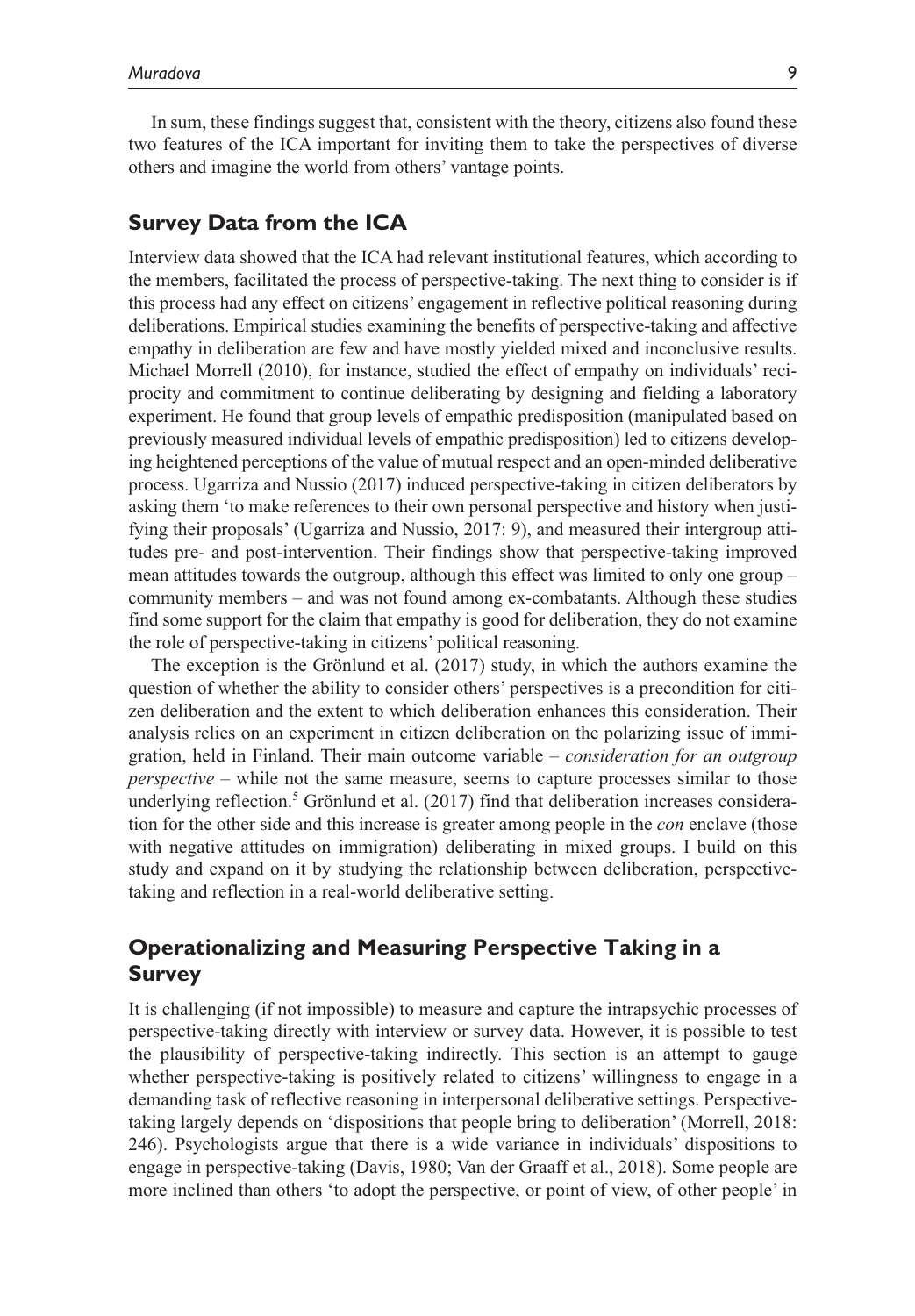In sum, these findings suggest that, consistent with the theory, citizens also found these two features of the ICA important for inviting them to take the perspectives of diverse others and imagine the world from others' vantage points.

## Survey Data from the ICA

Interview data showed that the ICA had relevant institutional features, which according to the members, facilitated the process of perspective-taking. The next thing to consider is if this process had any effect on citizens' engagement in reflective political reasoning during deliberations. Empirical studies examining the benefits of perspective-taking and affective empathy in deliberation are few and have mostly yielded mixed and inconclusive results. Michael Morrell (2010), for instance, studied the effect of empathy on individuals' reciprocity and commitment to continue deliberating by designing and fielding a laboratory experiment. He found that group levels of empathic predisposition (manipulated based on previously measured individual levels of empathic predisposition) led to citizens developing heightened perceptions of the value of mutual respect and an open-minded deliberative process. Ugarriza and Nussio (2017) induced perspective-taking in citizen deliberators by asking them 'to make references to their own personal perspective and history when justifying their proposals' (Ugarriza and Nussio, 2017: 9), and measured their intergroup attitudes pre- and post-intervention. Their findings show that perspective-taking improved mean attitudes towards the outgroup, although this effect was limited to only one group – community members – and was not found among ex-combatants. Although these studies find some support for the claim that empathy is good for deliberation, they do not examine the role of perspective-taking in citizens' political reasoning.

The exception is the Grönlund et al. (2017) study, in which the authors examine the question of whether the ability to consider others' perspectives is a precondition for citizen deliberation and the extent to which deliberation enhances this consideration. Their analysis relies on an experiment in citizen deliberation on the polarizing issue of immigration, held in Finland. Their main outcome variable – *consideration for an outgroup perspective* – while not the same measure, seems to capture processes similar to those underlying reflection.[5] Grönlund et al. (2017) find that deliberation increases consideration for the other side and this increase is greater among people in the *con* enclave (those with negative attitudes on immigration) deliberating in mixed groups. I build on this study and expand on it by studying the relationship between deliberation, perspective-taking and reflection in a real-world deliberative setting.

## Operationalizing and Measuring Perspective Taking in a Survey

It is challenging (if not impossible) to measure and capture the intrapsychic processes of perspective-taking directly with interview or survey data. However, it is possible to test the plausibility of perspective-taking indirectly. This section is an attempt to gauge whether perspective-taking is positively related to citizens' willingness to engage in a demanding task of reflective reasoning in interpersonal deliberative settings. Perspective-taking largely depends on 'dispositions that people bring to deliberation' (Morrell, 2018: 246). Psychologists argue that there is a wide variance in individuals' dispositions to engage in perspective-taking (Davis, 1980; Van der Graaff et al., 2018). Some people are more inclined than others 'to adopt the perspective, or point of view, of other people' in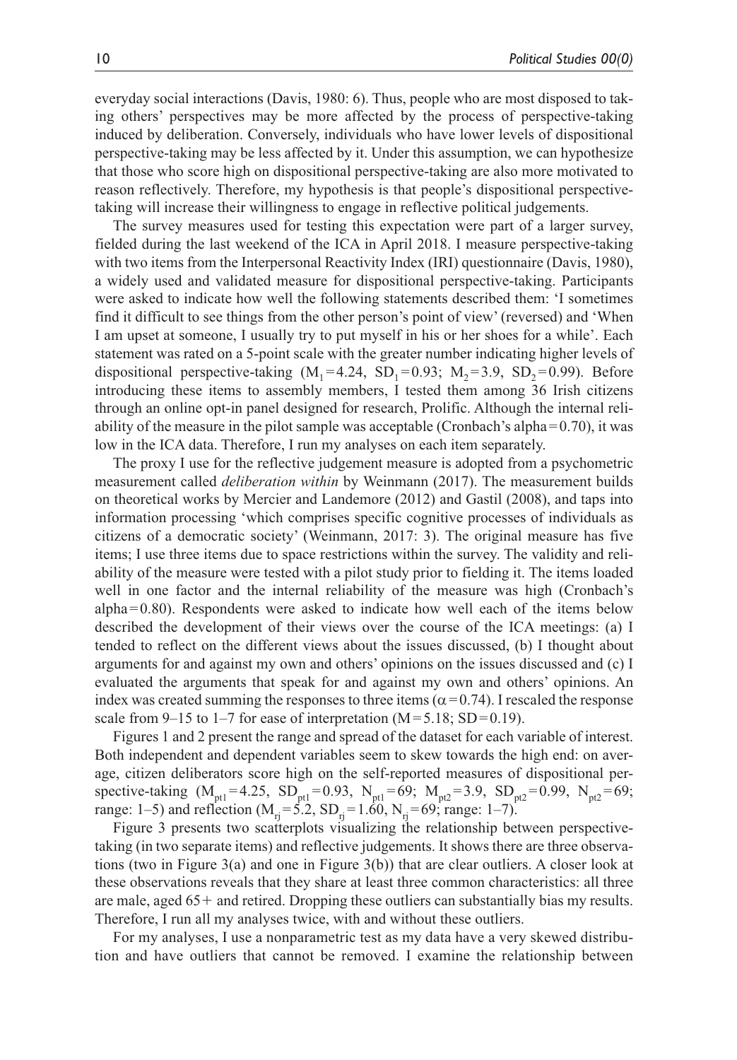everyday social interactions (Davis, 1980: 6). Thus, people who are most disposed to taking others' perspectives may be more affected by the process of perspective-taking induced by deliberation. Conversely, individuals who have lower levels of dispositional perspective-taking may be less affected by it. Under this assumption, we can hypothesize that those who score high on dispositional perspective-taking are also more motivated to reason reflectively. Therefore, my hypothesis is that people's dispositional perspective-taking will increase their willingness to engage in reflective political judgements.

The survey measures used for testing this expectation were part of a larger survey, fielded during the last weekend of the ICA in April 2018. I measure perspective-taking with two items from the Interpersonal Reactivity Index (IRI) questionnaire (Davis, 1980), a widely used and validated measure for dispositional perspective-taking. Participants were asked to indicate how well the following statements described them: 'I sometimes find it difficult to see things from the other person's point of view' (reversed) and 'When I am upset at someone, I usually try to put myself in his or her shoes for a while'. Each statement was rated on a 5-point scale with the greater number indicating higher levels of dispositional perspective-taking ($M_1 = 4.24$, $SD_1 = 0.93$; $M_2 = 3.9$, $SD_2 = 0.99$). Before introducing these items to assembly members, I tested them among 36 Irish citizens through an online opt-in panel designed for research, Prolific. Although the internal reliability of the measure in the pilot sample was acceptable (Cronbach's alpha = 0.70), it was low in the ICA data. Therefore, I run my analyses on each item separately.

The proxy I use for the reflective judgement measure is adopted from a psychometric measurement called *deliberation within* by Weinmann (2017). The measurement builds on theoretical works by Mercier and Landemore (2012) and Gastil (2008), and taps into information processing 'which comprises specific cognitive processes of individuals as citizens of a democratic society' (Weinmann, 2017: 3). The original measure has five items; I use three items due to space restrictions within the survey. The validity and reliability of the measure were tested with a pilot study prior to fielding it. The items loaded well in one factor and the internal reliability of the measure was high (Cronbach's alpha = 0.80). Respondents were asked to indicate how well each of the items below described the development of their views over the course of the ICA meetings: (a) I tended to reflect on the different views about the issues discussed, (b) I thought about arguments for and against my own and others' opinions on the issues discussed and (c) I evaluated the arguments that speak for and against my own and others' opinions. An index was created summing the responses to three items ($\alpha = 0.74$). I rescaled the response scale from 9–15 to 1–7 for ease of interpretation ($M = 5.18$; $SD = 0.19$).

Figures 1 and 2 present the range and spread of the dataset for each variable of interest. Both independent and dependent variables seem to skew towards the high end: on average, citizen deliberators score high on the self-reported measures of dispositional perspective-taking ($M_{pt1} = 4.25$, $SD_{pt1} = 0.93$, $N_{pt1} = 69$; $M_{pt2} = 3.9$, $SD_{pt2} = 0.99$, $N_{pt2} = 69$; range: 1–5) and reflection ($M_{rj} = 5.2$, $SD_{rj} = 1.60$, $N_{rj} = 69$; range: 1–7).

Figure 3 presents two scatterplots visualizing the relationship between perspective-taking (in two separate items) and reflective judgements. It shows there are three observations (two in Figure 3(a) and one in Figure 3(b)) that are clear outliers. A closer look at these observations reveals that they share at least three common characteristics: all three are male, aged 65+ and retired. Dropping these outliers can substantially bias my results. Therefore, I run all my analyses twice, with and without these outliers.

For my analyses, I use a nonparametric test as my data have a very skewed distribution and have outliers that cannot be removed. I examine the relationship between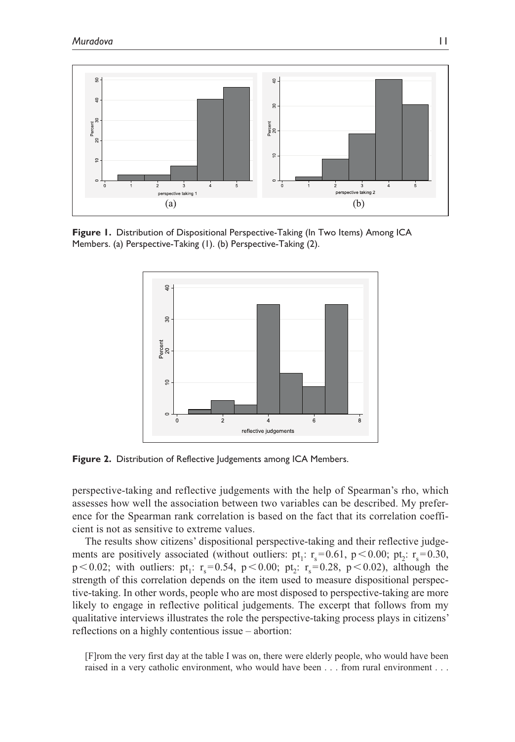**Figure 1.** Distribution of Dispositional Perspective-Taking (In Two Items) Among ICA Members. (a) Perspective-Taking (1). (b) Perspective-Taking (2).

**Figure 2.** Distribution of Reflective Judgements among ICA Members.

perspective-taking and reflective judgements with the help of Spearman's rho, which assesses how well the association between two variables can be described. My preference for the Spearman rank correlation is based on the fact that its correlation coefficient is not as sensitive to extreme values.

The results show citizens' dispositional perspective-taking and their reflective judgements are positively associated (without outliers: $pt_1$: $r_s = 0.61$, $p < 0.00$; $pt_2$: $r_s = 0.30$, $p < 0.02$; with outliers: $pt_1$: $r_s = 0.54$, $p < 0.00$; $pt_2$: $r_s = 0.28$, $p < 0.02$), although the strength of this correlation depends on the item used to measure dispositional perspective-taking. In other words, people who are most disposed to perspective-taking are more likely to engage in reflective political judgements. The excerpt that follows from my qualitative interviews illustrates the role the perspective-taking process plays in citizens' reflections on a highly contentious issue – abortion:

> [F]rom the very first day at the table I was on, there were elderly people, who would have been raised in a very catholic environment, who would have been . . . from rural environment . . .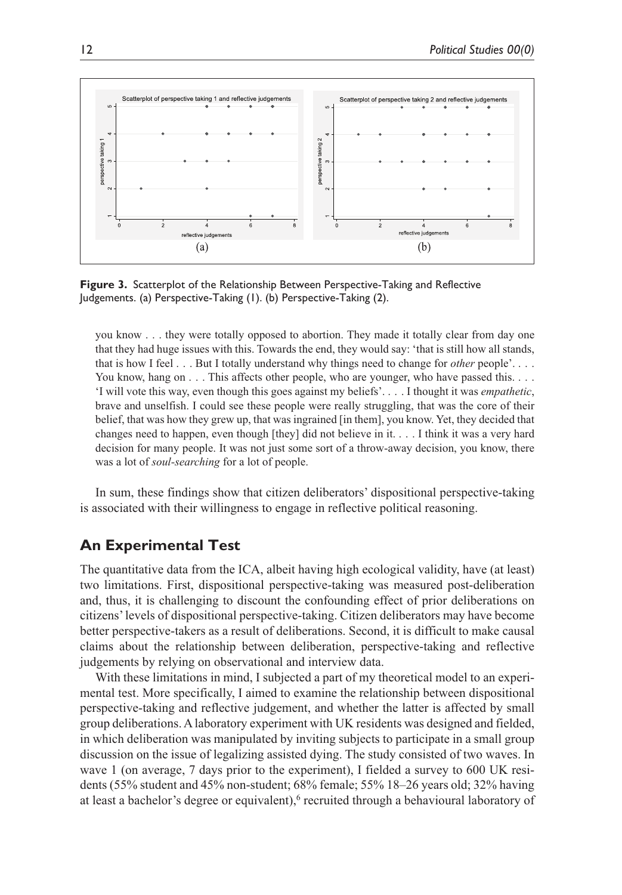**Figure 3.** Scatterplot of the Relationship Between Perspective-Taking and Reflective Judgements. (a) Perspective-Taking (1). (b) Perspective-Taking (2).

> you know . . . they were totally opposed to abortion. They made it totally clear from day one that they had huge issues with this. Towards the end, they would say: 'that is still how all stands, that is how I feel . . . But I totally understand why things need to change for *other* people'. . . . You know, hang on . . . This affects other people, who are younger, who have passed this. . . . 'I will vote this way, even though this goes against my beliefs'. . . . I thought it was *empathetic*, brave and unselfish. I could see these people were really struggling, that was the core of their belief, that was how they grew up, that was ingrained [in them], you know. Yet, they decided that changes need to happen, even though [they] did not believe in it. . . . I think it was a very hard decision for many people. It was not just some sort of a throw-away decision, you know, there was a lot of *soul-searching* for a lot of people.

In sum, these findings show that citizen deliberators' dispositional perspective-taking is associated with their willingness to engage in reflective political reasoning.

## An Experimental Test

The quantitative data from the ICA, albeit having high ecological validity, have (at least) two limitations. First, dispositional perspective-taking was measured post-deliberation and, thus, it is challenging to discount the confounding effect of prior deliberations on citizens' levels of dispositional perspective-taking. Citizen deliberators may have become better perspective-takers as a result of deliberations. Second, it is difficult to make causal claims about the relationship between deliberation, perspective-taking and reflective judgements by relying on observational and interview data.

With these limitations in mind, I subjected a part of my theoretical model to an experimental test. More specifically, I aimed to examine the relationship between dispositional perspective-taking and reflective judgement, and whether the latter is affected by small group deliberations. A laboratory experiment with UK residents was designed and fielded, in which deliberation was manipulated by inviting subjects to participate in a small group discussion on the issue of legalizing assisted dying. The study consisted of two waves. In wave 1 (on average, 7 days prior to the experiment), I fielded a survey to 600 UK residents (55% student and 45% non-student; 68% female; 55% 18–26 years old; 32% having at least a bachelor's degree or equivalent),[6] recruited through a behavioural laboratory of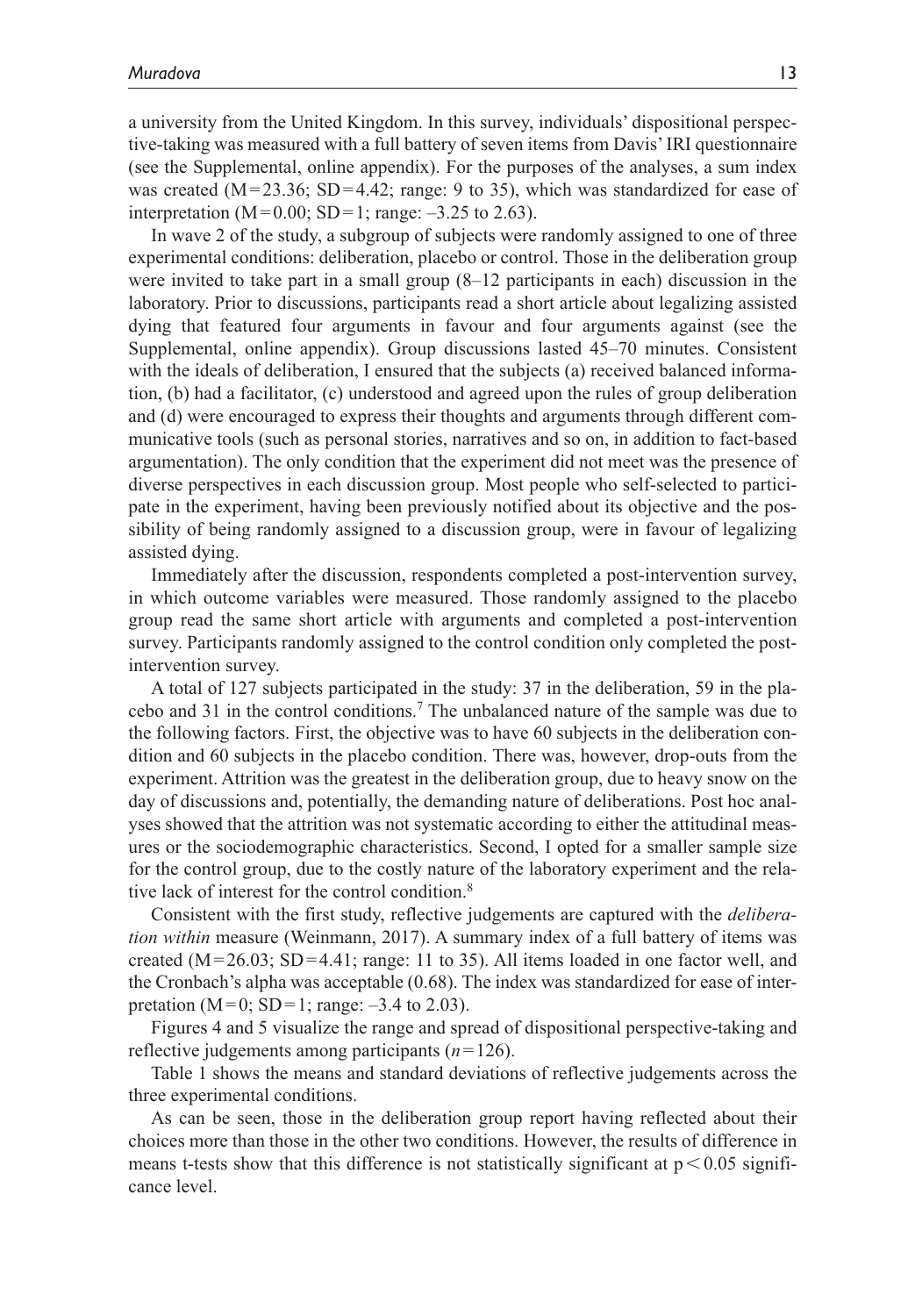a university from the United Kingdom. In this survey, individuals' dispositional perspective-taking was measured with a full battery of seven items from Davis' IRI questionnaire (see the Supplemental, online appendix). For the purposes of the analyses, a sum index was created (M = 23.36; SD = 4.42; range: 9 to 35), which was standardized for ease of interpretation (M = 0.00; SD = 1; range: –3.25 to 2.63).

In wave 2 of the study, a subgroup of subjects were randomly assigned to one of three experimental conditions: deliberation, placebo or control. Those in the deliberation group were invited to take part in a small group (8–12 participants in each) discussion in the laboratory. Prior to discussions, participants read a short article about legalizing assisted dying that featured four arguments in favour and four arguments against (see the Supplemental, online appendix). Group discussions lasted 45–70 minutes. Consistent with the ideals of deliberation, I ensured that the subjects (a) received balanced information, (b) had a facilitator, (c) understood and agreed upon the rules of group deliberation and (d) were encouraged to express their thoughts and arguments through different communicative tools (such as personal stories, narratives and so on, in addition to fact-based argumentation). The only condition that the experiment did not meet was the presence of diverse perspectives in each discussion group. Most people who self-selected to participate in the experiment, having been previously notified about its objective and the possibility of being randomly assigned to a discussion group, were in favour of legalizing assisted dying.

Immediately after the discussion, respondents completed a post-intervention survey, in which outcome variables were measured. Those randomly assigned to the placebo group read the same short article with arguments and completed a post-intervention survey. Participants randomly assigned to the control condition only completed the post-intervention survey.

A total of 127 subjects participated in the study: 37 in the deliberation, 59 in the placebo and 31 in the control conditions.[7] The unbalanced nature of the sample was due to the following factors. First, the objective was to have 60 subjects in the deliberation condition and 60 subjects in the placebo condition. There was, however, drop-outs from the experiment. Attrition was the greatest in the deliberation group, due to heavy snow on the day of discussions and, potentially, the demanding nature of deliberations. Post hoc analyses showed that the attrition was not systematic according to either the attitudinal measures or the sociodemographic characteristics. Second, I opted for a smaller sample size for the control group, due to the costly nature of the laboratory experiment and the relative lack of interest for the control condition.[8]

Consistent with the first study, reflective judgements are captured with the *deliberation within* measure (Weinmann, 2017). A summary index of a full battery of items was created (M = 26.03; SD = 4.41; range: 11 to 35). All items loaded in one factor well, and the Cronbach's alpha was acceptable (0.68). The index was standardized for ease of interpretation (M = 0; SD = 1; range: –3.4 to 2.03).

Figures 4 and 5 visualize the range and spread of dispositional perspective-taking and reflective judgements among participants (*n* = 126).

Table 1 shows the means and standard deviations of reflective judgements across the three experimental conditions.

As can be seen, those in the deliberation group report having reflected about their choices more than those in the other two conditions. However, the results of difference in means t-tests show that this difference is not statistically significant at $p < 0.05$ significance level.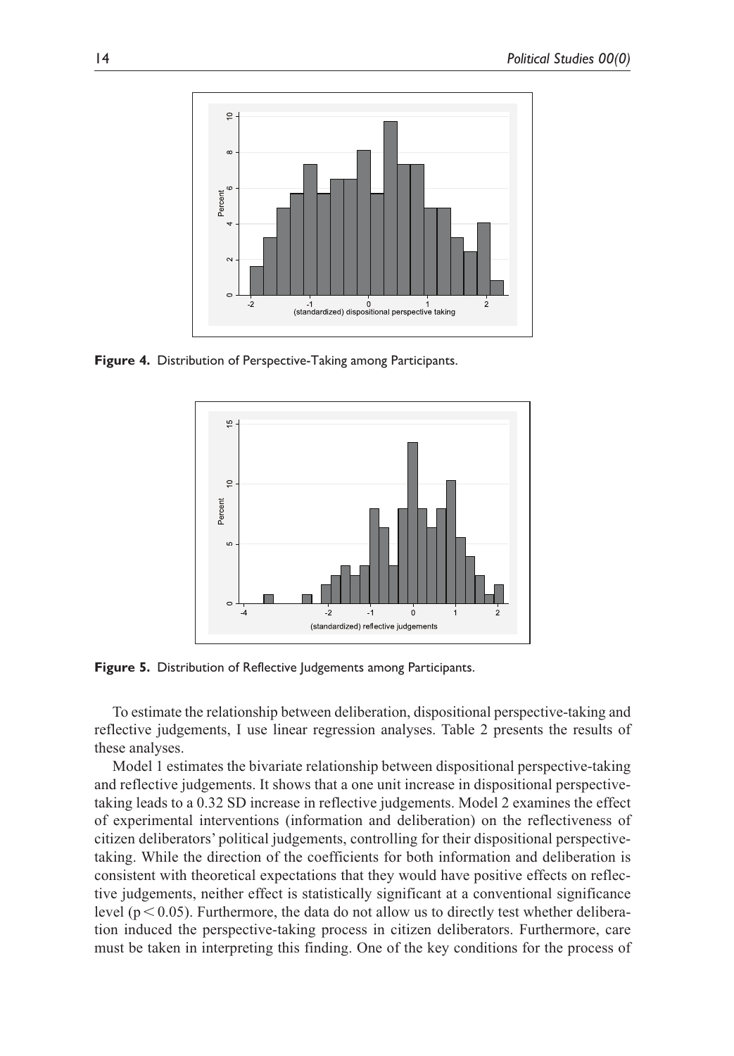**Figure 4.** Distribution of Perspective-Taking among Participants.

**Figure 5.** Distribution of Reflective Judgements among Participants.

To estimate the relationship between deliberation, dispositional perspective-taking and reflective judgements, I use linear regression analyses. Table 2 presents the results of these analyses.

Model 1 estimates the bivariate relationship between dispositional perspective-taking and reflective judgements. It shows that a one unit increase in dispositional perspective-taking leads to a 0.32 SD increase in reflective judgements. Model 2 examines the effect of experimental interventions (information and deliberation) on the reflectiveness of citizen deliberators' political judgements, controlling for their dispositional perspective-taking. While the direction of the coefficients for both information and deliberation is consistent with theoretical expectations that they would have positive effects on reflective judgements, neither effect is statistically significant at a conventional significance level ($p < 0.05$). Furthermore, the data do not allow us to directly test whether deliberation induced the perspective-taking process in citizen deliberators. Furthermore, care must be taken in interpreting this finding. One of the key conditions for the process of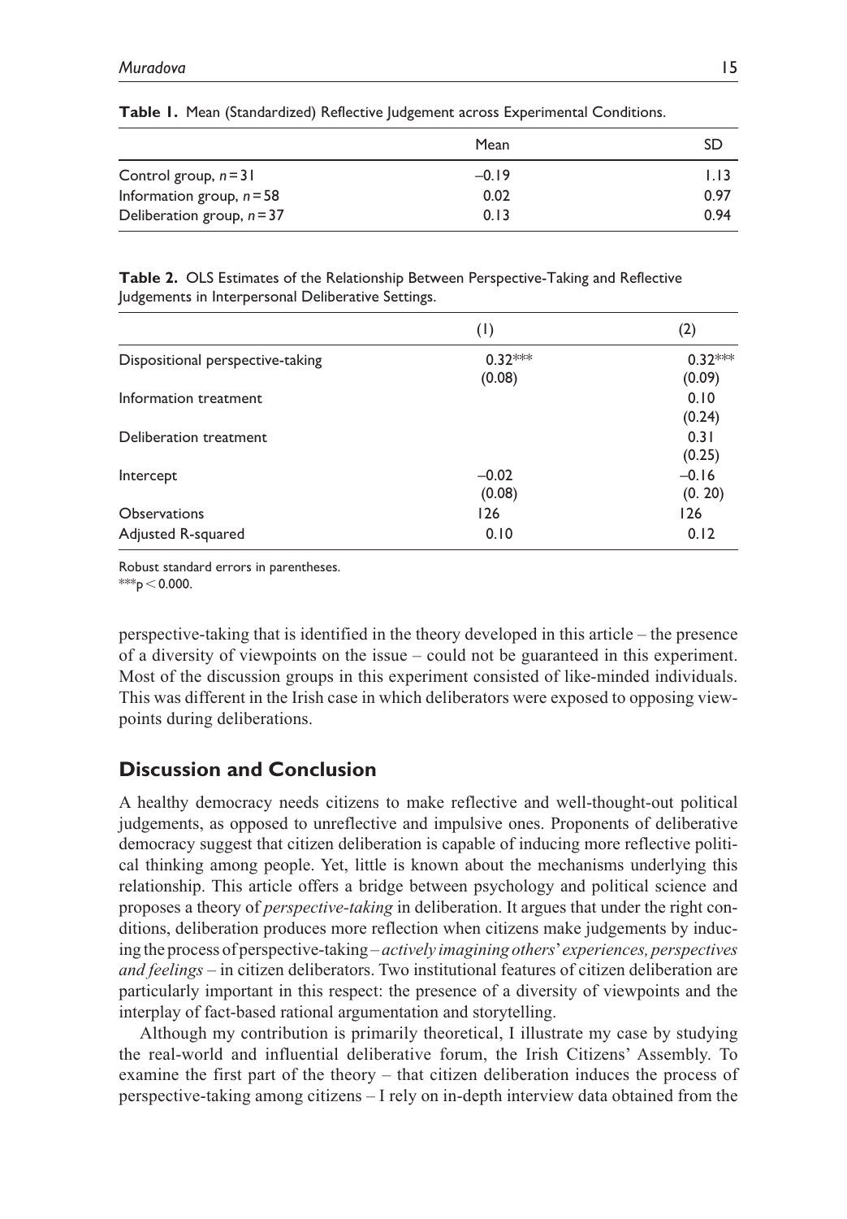**Table 1.** Mean (Standardized) Reflective Judgement across Experimental Conditions.

| | Mean | SD |
|---|---|---|
| Control group, $n = 31$ | –0.19 | 1.13 |
| Information group, $n = 58$ | 0.02 | 0.97 |
| Deliberation group, $n = 37$ | 0.13 | 0.94 |

**Table 2.** OLS Estimates of the Relationship Between Perspective-Taking and Reflective Judgements in Interpersonal Deliberative Settings.

| | (1) | (2) |
|---|---|---|
| Dispositional perspective-taking | 0.32*** | 0.32*** |
| | (0.08) | (0.09) |
| Information treatment | | 0.10 |
| | | (0.24) |
| Deliberation treatment | | 0.31 |
| | | (0.25) |
| Intercept | –0.02 | –0.16 |
| | (0.08) | (0. 20) |
| Observations | 126 | 126 |
| Adjusted R-squared | 0.10 | 0.12 |

Robust standard errors in parentheses.
***$p < 0.000$.

perspective-taking that is identified in the theory developed in this article – the presence of a diversity of viewpoints on the issue – could not be guaranteed in this experiment. Most of the discussion groups in this experiment consisted of like-minded individuals. This was different in the Irish case in which deliberators were exposed to opposing viewpoints during deliberations.

## Discussion and Conclusion

A healthy democracy needs citizens to make reflective and well-thought-out political judgements, as opposed to unreflective and impulsive ones. Proponents of deliberative democracy suggest that citizen deliberation is capable of inducing more reflective political thinking among people. Yet, little is known about the mechanisms underlying this relationship. This article offers a bridge between psychology and political science and proposes a theory of *perspective-taking* in deliberation. It argues that under the right conditions, deliberation produces more reflection when citizens make judgements by inducing the process of perspective-taking – *actively imagining others' experiences, perspectives and feelings* – in citizen deliberators. Two institutional features of citizen deliberation are particularly important in this respect: the presence of a diversity of viewpoints and the interplay of fact-based rational argumentation and storytelling.

Although my contribution is primarily theoretical, I illustrate my case by studying the real-world and influential deliberative forum, the Irish Citizens' Assembly. To examine the first part of the theory – that citizen deliberation induces the process of perspective-taking among citizens – I rely on in-depth interview data obtained from the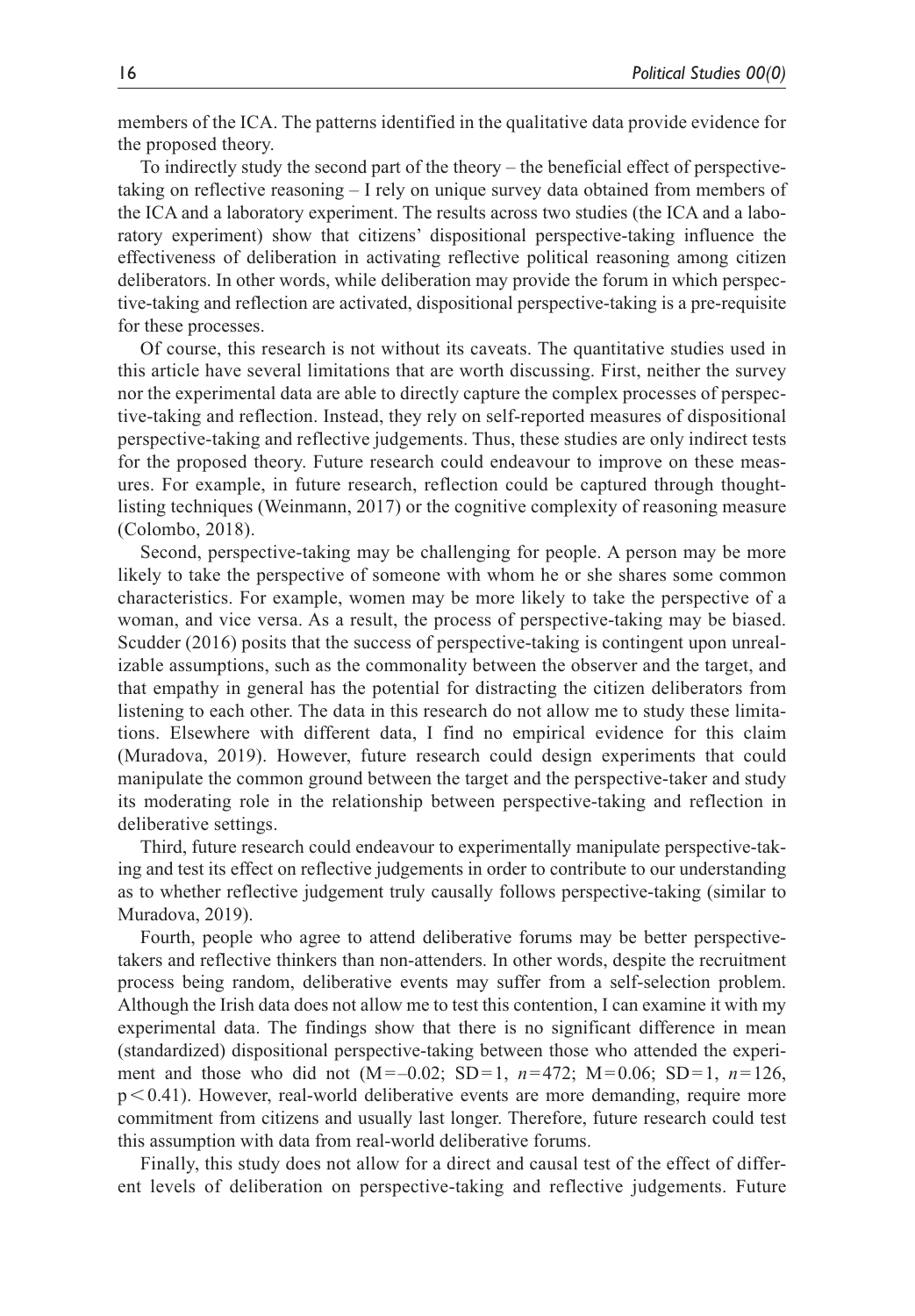members of the ICA. The patterns identified in the qualitative data provide evidence for the proposed theory.

To indirectly study the second part of the theory – the beneficial effect of perspective-taking on reflective reasoning – I rely on unique survey data obtained from members of the ICA and a laboratory experiment. The results across two studies (the ICA and a laboratory experiment) show that citizens' dispositional perspective-taking influence the effectiveness of deliberation in activating reflective political reasoning among citizen deliberators. In other words, while deliberation may provide the forum in which perspective-taking and reflection are activated, dispositional perspective-taking is a pre-requisite for these processes.

Of course, this research is not without its caveats. The quantitative studies used in this article have several limitations that are worth discussing. First, neither the survey nor the experimental data are able to directly capture the complex processes of perspective-taking and reflection. Instead, they rely on self-reported measures of dispositional perspective-taking and reflective judgements. Thus, these studies are only indirect tests for the proposed theory. Future research could endeavour to improve on these measures. For example, in future research, reflection could be captured through thought-listing techniques (Weinmann, 2017) or the cognitive complexity of reasoning measure (Colombo, 2018).

Second, perspective-taking may be challenging for people. A person may be more likely to take the perspective of someone with whom he or she shares some common characteristics. For example, women may be more likely to take the perspective of a woman, and vice versa. As a result, the process of perspective-taking may be biased. Scudder (2016) posits that the success of perspective-taking is contingent upon unrealizable assumptions, such as the commonality between the observer and the target, and that empathy in general has the potential for distracting the citizen deliberators from listening to each other. The data in this research do not allow me to study these limitations. Elsewhere with different data, I find no empirical evidence for this claim (Muradova, 2019). However, future research could design experiments that could manipulate the common ground between the target and the perspective-taker and study its moderating role in the relationship between perspective-taking and reflection in deliberative settings.

Third, future research could endeavour to experimentally manipulate perspective-taking and test its effect on reflective judgements in order to contribute to our understanding as to whether reflective judgement truly causally follows perspective-taking (similar to Muradova, 2019).

Fourth, people who agree to attend deliberative forums may be better perspective-takers and reflective thinkers than non-attenders. In other words, despite the recruitment process being random, deliberative events may suffer from a self-selection problem. Although the Irish data does not allow me to test this contention, I can examine it with my experimental data. The findings show that there is no significant difference in mean (standardized) dispositional perspective-taking between those who attended the experiment and those who did not (M = –0.02; SD = 1, $n$ = 472; M = 0.06; SD = 1, $n$ = 126, $p < 0.41$). However, real-world deliberative events are more demanding, require more commitment from citizens and usually last longer. Therefore, future research could test this assumption with data from real-world deliberative forums.

Finally, this study does not allow for a direct and causal test of the effect of different levels of deliberation on perspective-taking and reflective judgements. Future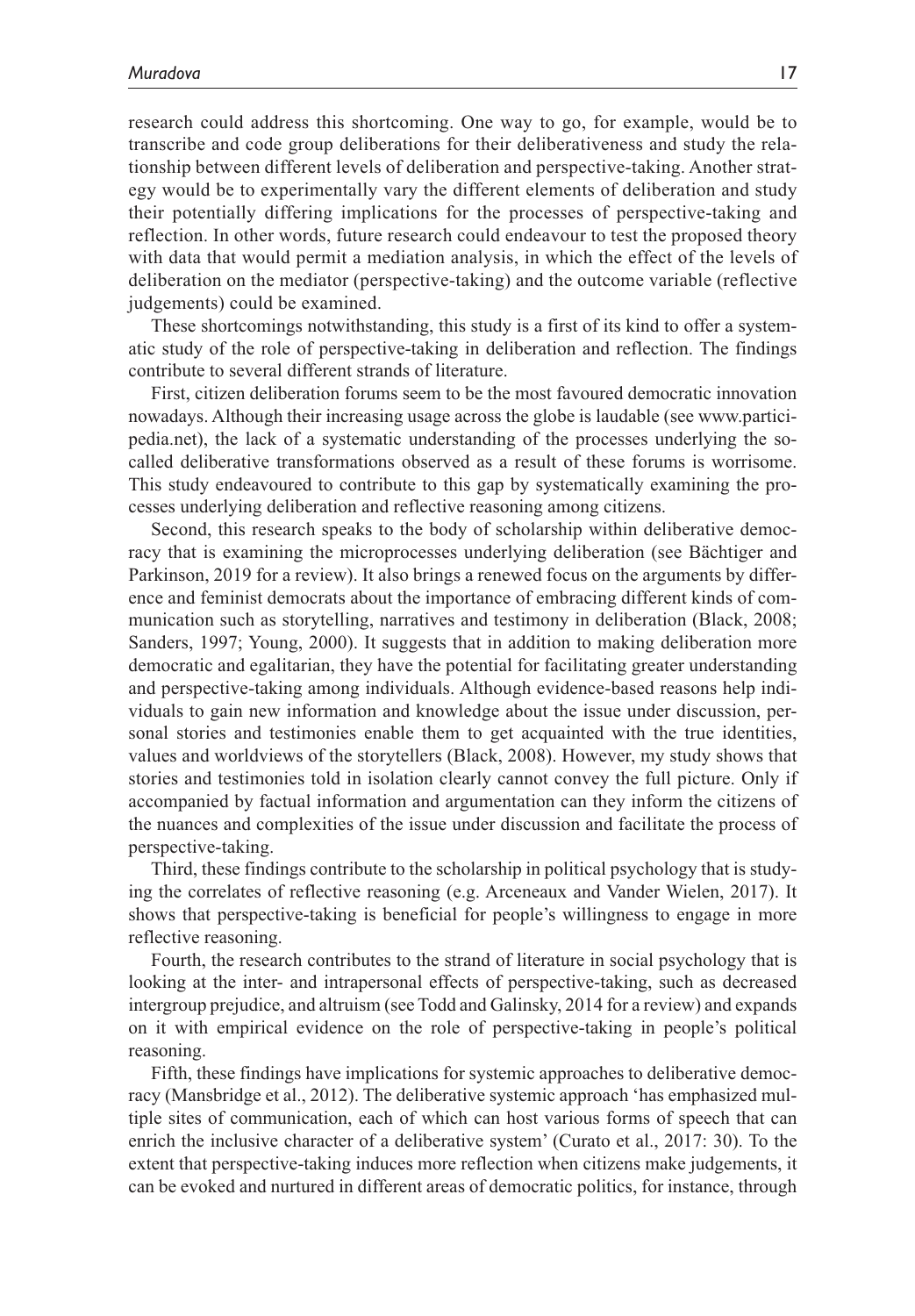research could address this shortcoming. One way to go, for example, would be to transcribe and code group deliberations for their deliberativeness and study the relationship between different levels of deliberation and perspective-taking. Another strategy would be to experimentally vary the different elements of deliberation and study their potentially differing implications for the processes of perspective-taking and reflection. In other words, future research could endeavour to test the proposed theory with data that would permit a mediation analysis, in which the effect of the levels of deliberation on the mediator (perspective-taking) and the outcome variable (reflective judgements) could be examined.

These shortcomings notwithstanding, this study is a first of its kind to offer a systematic study of the role of perspective-taking in deliberation and reflection. The findings contribute to several different strands of literature.

First, citizen deliberation forums seem to be the most favoured democratic innovation nowadays. Although their increasing usage across the globe is laudable (see www.participedia.net), the lack of a systematic understanding of the processes underlying the so-called deliberative transformations observed as a result of these forums is worrisome. This study endeavoured to contribute to this gap by systematically examining the processes underlying deliberation and reflective reasoning among citizens.

Second, this research speaks to the body of scholarship within deliberative democracy that is examining the microprocesses underlying deliberation (see Bächtiger and Parkinson, 2019 for a review). It also brings a renewed focus on the arguments by difference and feminist democrats about the importance of embracing different kinds of communication such as storytelling, narratives and testimony in deliberation (Black, 2008; Sanders, 1997; Young, 2000). It suggests that in addition to making deliberation more democratic and egalitarian, they have the potential for facilitating greater understanding and perspective-taking among individuals. Although evidence-based reasons help individuals to gain new information and knowledge about the issue under discussion, personal stories and testimonies enable them to get acquainted with the true identities, values and worldviews of the storytellers (Black, 2008). However, my study shows that stories and testimonies told in isolation clearly cannot convey the full picture. Only if accompanied by factual information and argumentation can they inform the citizens of the nuances and complexities of the issue under discussion and facilitate the process of perspective-taking.

Third, these findings contribute to the scholarship in political psychology that is studying the correlates of reflective reasoning (e.g. Arceneaux and Vander Wielen, 2017). It shows that perspective-taking is beneficial for people's willingness to engage in more reflective reasoning.

Fourth, the research contributes to the strand of literature in social psychology that is looking at the inter- and intrapersonal effects of perspective-taking, such as decreased intergroup prejudice, and altruism (see Todd and Galinsky, 2014 for a review) and expands on it with empirical evidence on the role of perspective-taking in people's political reasoning.

Fifth, these findings have implications for systemic approaches to deliberative democracy (Mansbridge et al., 2012). The deliberative systemic approach 'has emphasized multiple sites of communication, each of which can host various forms of speech that can enrich the inclusive character of a deliberative system' (Curato et al., 2017: 30). To the extent that perspective-taking induces more reflection when citizens make judgements, it can be evoked and nurtured in different areas of democratic politics, for instance, through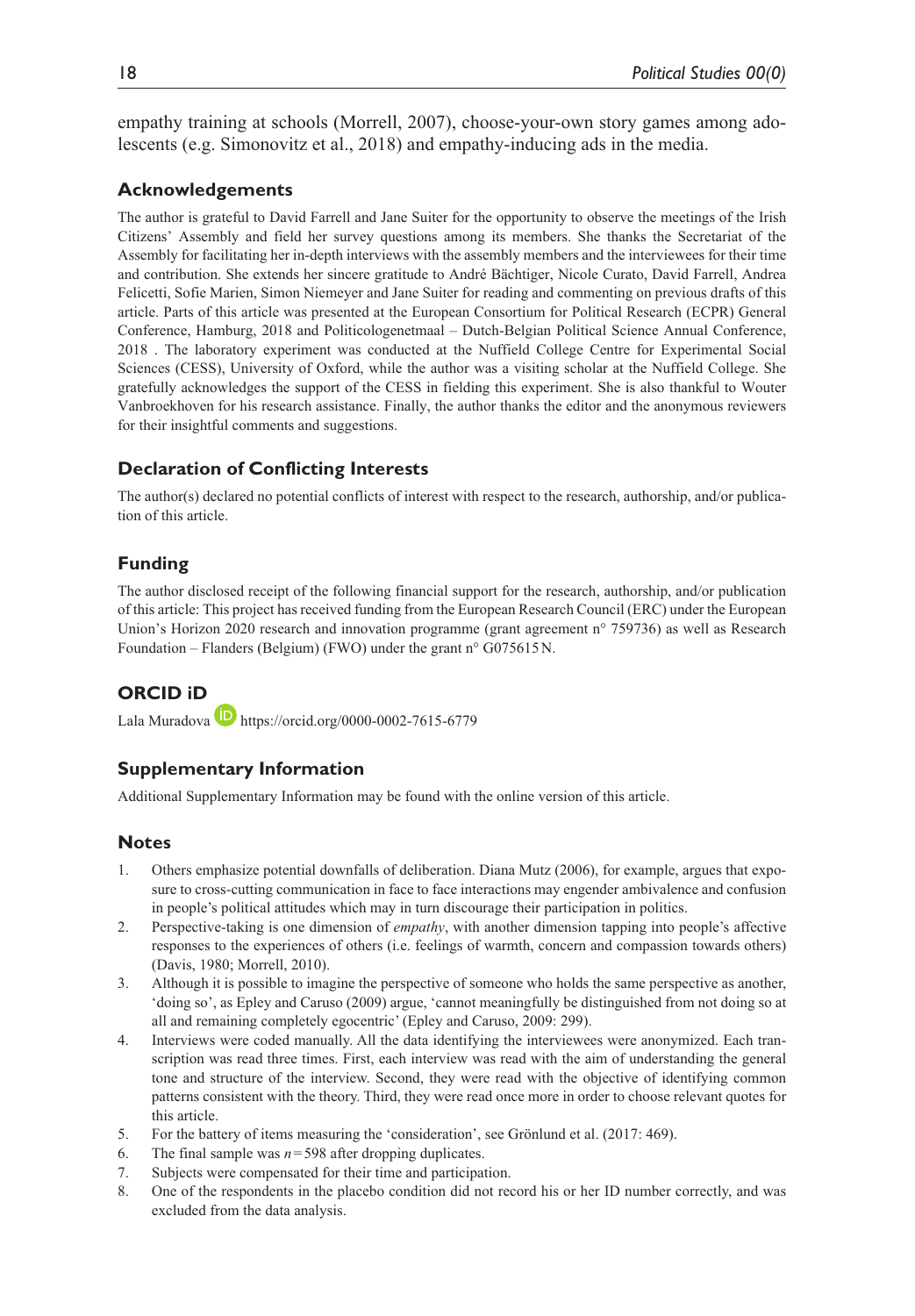empathy training at schools (Morrell, 2007), choose-your-own story games among adolescents (e.g. Simonovitz et al., 2018) and empathy-inducing ads in the media.

## Acknowledgements

The author is grateful to David Farrell and Jane Suiter for the opportunity to observe the meetings of the Irish Citizens' Assembly and field her survey questions among its members. She thanks the Secretariat of the Assembly for facilitating her in-depth interviews with the assembly members and the interviewees for their time and contribution. She extends her sincere gratitude to André Bächtiger, Nicole Curato, David Farrell, Andrea Felicetti, Sofie Marien, Simon Niemeyer and Jane Suiter for reading and commenting on previous drafts of this article. Parts of this article was presented at the European Consortium for Political Research (ECPR) General Conference, Hamburg, 2018 and Politicologenetmaal – Dutch-Belgian Political Science Annual Conference, 2018 . The laboratory experiment was conducted at the Nuffield College Centre for Experimental Social Sciences (CESS), University of Oxford, while the author was a visiting scholar at the Nuffield College. She gratefully acknowledges the support of the CESS in fielding this experiment. She is also thankful to Wouter Vanbroekhoven for his research assistance. Finally, the author thanks the editor and the anonymous reviewers for their insightful comments and suggestions.

## Declaration of Conflicting Interests

The author(s) declared no potential conflicts of interest with respect to the research, authorship, and/or publication of this article.

## Funding

The author disclosed receipt of the following financial support for the research, authorship, and/or publication of this article: This project has received funding from the European Research Council (ERC) under the European Union's Horizon 2020 research and innovation programme (grant agreement n° 759736) as well as Research Foundation – Flanders (Belgium) (FWO) under the grant n° G075615N.

## ORCID iD

Lala Muradova https://orcid.org/0000-0002-7615-6779

## Supplementary Information

Additional Supplementary Information may be found with the online version of this article.

## Notes

1. Others emphasize potential downfalls of deliberation. Diana Mutz (2006), for example, argues that exposure to cross-cutting communication in face to face interactions may engender ambivalence and confusion in people's political attitudes which may in turn discourage their participation in politics.
2. Perspective-taking is one dimension of *empathy*, with another dimension tapping into people's affective responses to the experiences of others (i.e. feelings of warmth, concern and compassion towards others) (Davis, 1980; Morrell, 2010).
3. Although it is possible to imagine the perspective of someone who holds the same perspective as another, 'doing so', as Epley and Caruso (2009) argue, 'cannot meaningfully be distinguished from not doing so at all and remaining completely egocentric' (Epley and Caruso, 2009: 299).
4. Interviews were coded manually. All the data identifying the interviewees were anonymized. Each transcription was read three times. First, each interview was read with the aim of understanding the general tone and structure of the interview. Second, they were read with the objective of identifying common patterns consistent with the theory. Third, they were read once more in order to choose relevant quotes for this article.
5. For the battery of items measuring the 'consideration', see Grönlund et al. (2017: 469).
6. The final sample was $n=598$ after dropping duplicates.
7. Subjects were compensated for their time and participation.
8. One of the respondents in the placebo condition did not record his or her ID number correctly, and was excluded from the data analysis.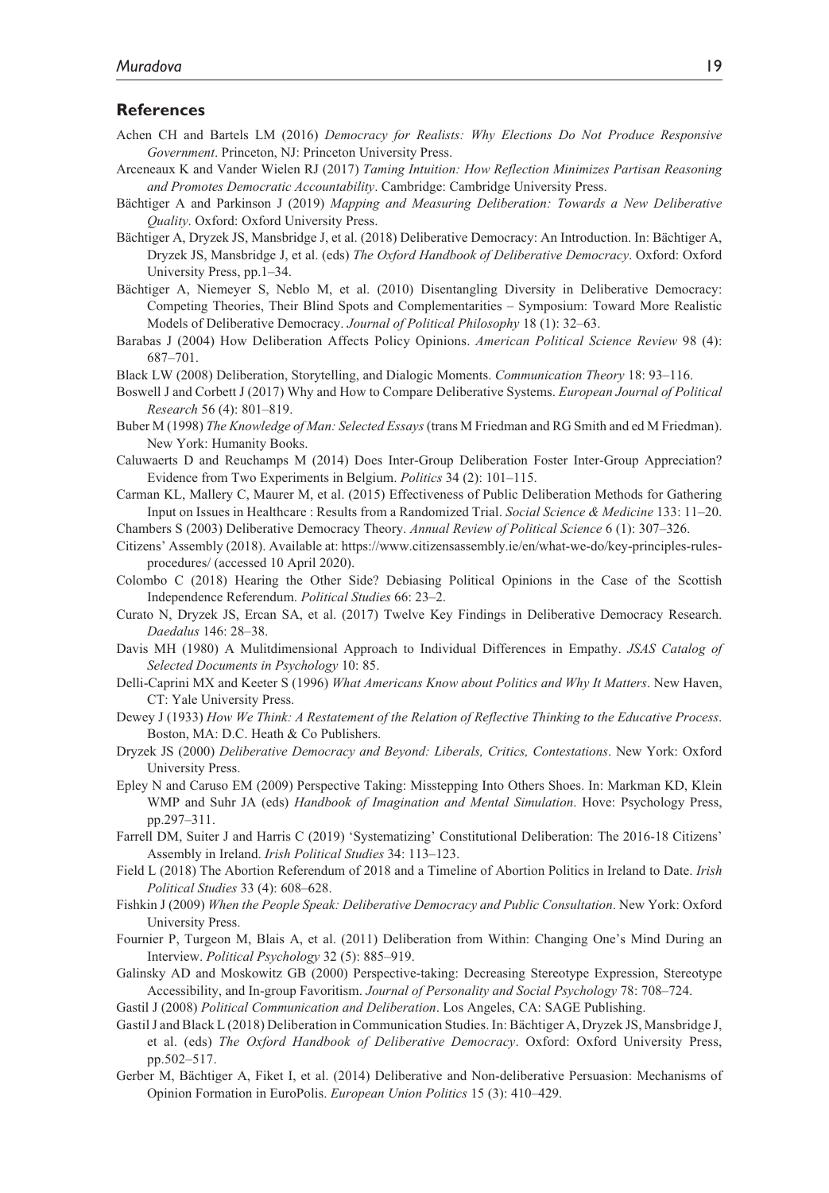## References

Achen CH and Bartels LM (2016) *Democracy for Realists: Why Elections Do Not Produce Responsive Government*. Princeton, NJ: Princeton University Press.

Arceneaux K and Vander Wielen RJ (2017) *Taming Intuition: How Reflection Minimizes Partisan Reasoning and Promotes Democratic Accountability*. Cambridge: Cambridge University Press.

Bächtiger A and Parkinson J (2019) *Mapping and Measuring Deliberation: Towards a New Deliberative Quality*. Oxford: Oxford University Press.

Bächtiger A, Dryzek JS, Mansbridge J, et al. (2018) Deliberative Democracy: An Introduction. In: Bächtiger A, Dryzek JS, Mansbridge J, et al. (eds) *The Oxford Handbook of Deliberative Democracy*. Oxford: Oxford University Press, pp.1–34.

Bächtiger A, Niemeyer S, Neblo M, et al. (2010) Disentangling Diversity in Deliberative Democracy: Competing Theories, Their Blind Spots and Complementarities – Symposium: Toward More Realistic Models of Deliberative Democracy. *Journal of Political Philosophy* 18 (1): 32–63.

Barabas J (2004) How Deliberation Affects Policy Opinions. *American Political Science Review* 98 (4): 687–701.

Black LW (2008) Deliberation, Storytelling, and Dialogic Moments. *Communication Theory* 18: 93–116.

Boswell J and Corbett J (2017) Why and How to Compare Deliberative Systems. *European Journal of Political Research* 56 (4): 801–819.

Buber M (1998) *The Knowledge of Man: Selected Essays* (trans M Friedman and RG Smith and ed M Friedman). New York: Humanity Books.

Caluwaerts D and Reuchamps M (2014) Does Inter-Group Deliberation Foster Inter-Group Appreciation? Evidence from Two Experiments in Belgium. *Politics* 34 (2): 101–115.

Carman KL, Mallery C, Maurer M, et al. (2015) Effectiveness of Public Deliberation Methods for Gathering Input on Issues in Healthcare : Results from a Randomized Trial. *Social Science & Medicine* 133: 11–20.

Chambers S (2003) Deliberative Democracy Theory. *Annual Review of Political Science* 6 (1): 307–326.

Citizens' Assembly (2018). Available at: https://www.citizensassembly.ie/en/what-we-do/key-principles-rules-procedures/ (accessed 10 April 2020).

Colombo C (2018) Hearing the Other Side? Debiasing Political Opinions in the Case of the Scottish Independence Referendum. *Political Studies* 66: 23–2.

Curato N, Dryzek JS, Ercan SA, et al. (2017) Twelve Key Findings in Deliberative Democracy Research. *Daedalus* 146: 28–38.

Davis MH (1980) A Mulitdimensional Approach to Individual Differences in Empathy. *JSAS Catalog of Selected Documents in Psychology* 10: 85.

Delli-Caprini MX and Keeter S (1996) *What Americans Know about Politics and Why It Matters*. New Haven, CT: Yale University Press.

Dewey J (1933) *How We Think: A Restatement of the Relation of Reflective Thinking to the Educative Process*. Boston, MA: D.C. Heath & Co Publishers.

Dryzek JS (2000) *Deliberative Democracy and Beyond: Liberals, Critics, Contestations*. New York: Oxford University Press.

Epley N and Caruso EM (2009) Perspective Taking: Misstepping Into Others Shoes. In: Markman KD, Klein WMP and Suhr JA (eds) *Handbook of Imagination and Mental Simulation*. Hove: Psychology Press, pp.297–311.

Farrell DM, Suiter J and Harris C (2019) 'Systematizing' Constitutional Deliberation: The 2016-18 Citizens' Assembly in Ireland. *Irish Political Studies* 34: 113–123.

Field L (2018) The Abortion Referendum of 2018 and a Timeline of Abortion Politics in Ireland to Date. *Irish Political Studies* 33 (4): 608–628.

Fishkin J (2009) *When the People Speak: Deliberative Democracy and Public Consultation*. New York: Oxford University Press.

Fournier P, Turgeon M, Blais A, et al. (2011) Deliberation from Within: Changing One's Mind During an Interview. *Political Psychology* 32 (5): 885–919.

Galinsky AD and Moskowitz GB (2000) Perspective-taking: Decreasing Stereotype Expression, Stereotype Accessibility, and In-group Favoritism. *Journal of Personality and Social Psychology* 78: 708–724.

Gastil J (2008) *Political Communication and Deliberation*. Los Angeles, CA: SAGE Publishing.

Gastil J and Black L (2018) Deliberation in Communication Studies. In: Bächtiger A, Dryzek JS, Mansbridge J, et al. (eds) *The Oxford Handbook of Deliberative Democracy*. Oxford: Oxford University Press, pp.502–517.

Gerber M, Bächtiger A, Fiket I, et al. (2014) Deliberative and Non-deliberative Persuasion: Mechanisms of Opinion Formation in EuroPolis. *European Union Politics* 15 (3): 410–429.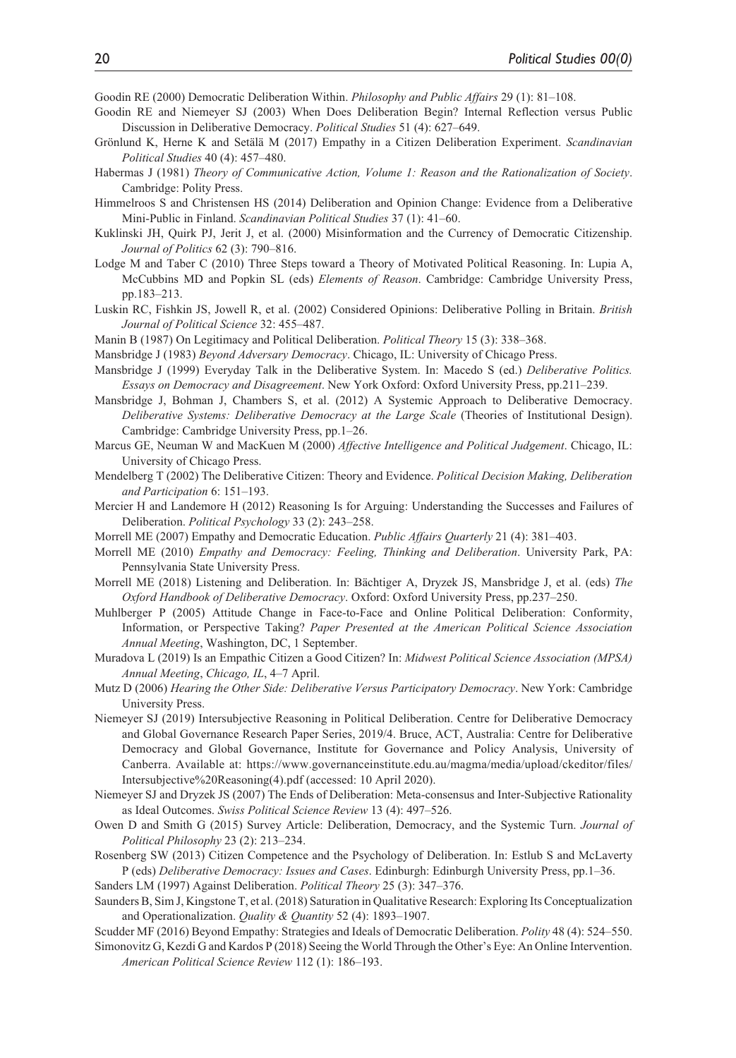Goodin RE (2000) Democratic Deliberation Within. *Philosophy and Public Affairs* 29 (1): 81–108.

Goodin RE and Niemeyer SJ (2003) When Does Deliberation Begin? Internal Reflection versus Public Discussion in Deliberative Democracy. *Political Studies* 51 (4): 627–649.

Grönlund K, Herne K and Setälä M (2017) Empathy in a Citizen Deliberation Experiment. *Scandinavian Political Studies* 40 (4): 457–480.

Habermas J (1981) *Theory of Communicative Action, Volume 1: Reason and the Rationalization of Society*. Cambridge: Polity Press.

Himmelroos S and Christensen HS (2014) Deliberation and Opinion Change: Evidence from a Deliberative Mini-Public in Finland. *Scandinavian Political Studies* 37 (1): 41–60.

Kuklinski JH, Quirk PJ, Jerit J, et al. (2000) Misinformation and the Currency of Democratic Citizenship. *Journal of Politics* 62 (3): 790–816.

Lodge M and Taber C (2010) Three Steps toward a Theory of Motivated Political Reasoning. In: Lupia A, McCubbins MD and Popkin SL (eds) *Elements of Reason*. Cambridge: Cambridge University Press, pp.183–213.

Luskin RC, Fishkin JS, Jowell R, et al. (2002) Considered Opinions: Deliberative Polling in Britain. *British Journal of Political Science* 32: 455–487.

Manin B (1987) On Legitimacy and Political Deliberation. *Political Theory* 15 (3): 338–368.

Mansbridge J (1983) *Beyond Adversary Democracy*. Chicago, IL: University of Chicago Press.

Mansbridge J (1999) Everyday Talk in the Deliberative System. In: Macedo S (ed.) *Deliberative Politics. Essays on Democracy and Disagreement*. New York Oxford: Oxford University Press, pp.211–239.

Mansbridge J, Bohman J, Chambers S, et al. (2012) A Systemic Approach to Deliberative Democracy. *Deliberative Systems: Deliberative Democracy at the Large Scale* (Theories of Institutional Design). Cambridge: Cambridge University Press, pp.1–26.

Marcus GE, Neuman W and MacKuen M (2000) *Affective Intelligence and Political Judgement*. Chicago, IL: University of Chicago Press.

Mendelberg T (2002) The Deliberative Citizen: Theory and Evidence. *Political Decision Making, Deliberation and Participation* 6: 151–193.

Mercier H and Landemore H (2012) Reasoning Is for Arguing: Understanding the Successes and Failures of Deliberation. *Political Psychology* 33 (2): 243–258.

Morrell ME (2007) Empathy and Democratic Education. *Public Affairs Quarterly* 21 (4): 381–403.

Morrell ME (2010) *Empathy and Democracy: Feeling, Thinking and Deliberation*. University Park, PA: Pennsylvania State University Press.

Morrell ME (2018) Listening and Deliberation. In: Bächtiger A, Dryzek JS, Mansbridge J, et al. (eds) *The Oxford Handbook of Deliberative Democracy*. Oxford: Oxford University Press, pp.237–250.

Muhlberger P (2005) Attitude Change in Face-to-Face and Online Political Deliberation: Conformity, Information, or Perspective Taking? *Paper Presented at the American Political Science Association Annual Meeting*, Washington, DC, 1 September.

Muradova L (2019) Is an Empathic Citizen a Good Citizen? In: *Midwest Political Science Association (MPSA) Annual Meeting*, *Chicago, IL*, 4–7 April.

Mutz D (2006) *Hearing the Other Side: Deliberative Versus Participatory Democracy*. New York: Cambridge University Press.

Niemeyer SJ (2019) Intersubjective Reasoning in Political Deliberation. Centre for Deliberative Democracy and Global Governance Research Paper Series, 2019/4. Bruce, ACT, Australia: Centre for Deliberative Democracy and Global Governance, Institute for Governance and Policy Analysis, University of Canberra. Available at: https://www.governanceinstitute.edu.au/magma/media/upload/ckeditor/files/Intersubjective%20Reasoning(4).pdf (accessed: 10 April 2020).

Niemeyer SJ and Dryzek JS (2007) The Ends of Deliberation: Meta-consensus and Inter-Subjective Rationality as Ideal Outcomes. *Swiss Political Science Review* 13 (4): 497–526.

Owen D and Smith G (2015) Survey Article: Deliberation, Democracy, and the Systemic Turn. *Journal of Political Philosophy* 23 (2): 213–234.

Rosenberg SW (2013) Citizen Competence and the Psychology of Deliberation. In: Estlub S and McLaverty P (eds) *Deliberative Democracy: Issues and Cases*. Edinburgh: Edinburgh University Press, pp.1–36.

Sanders LM (1997) Against Deliberation. *Political Theory* 25 (3): 347–376.

Saunders B, Sim J, Kingstone T, et al. (2018) Saturation in Qualitative Research: Exploring Its Conceptualization and Operationalization. *Quality & Quantity* 52 (4): 1893–1907.

Scudder MF (2016) Beyond Empathy: Strategies and Ideals of Democratic Deliberation. *Polity* 48 (4): 524–550.

Simonovitz G, Kezdi G and Kardos P (2018) Seeing the World Through the Other's Eye: An Online Intervention. *American Political Science Review* 112 (1): 186–193.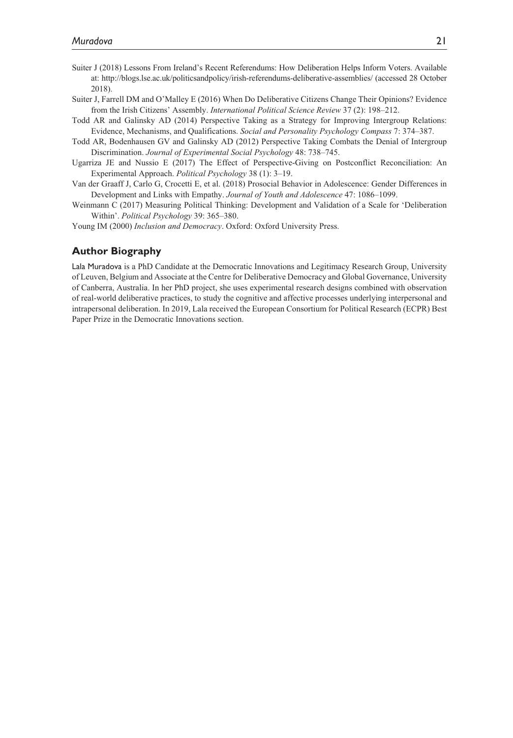Suiter J (2018) Lessons From Ireland's Recent Referendums: How Deliberation Helps Inform Voters. Available at: http://blogs.lse.ac.uk/politicsandpolicy/irish-referendums-deliberative-assemblies/ (accessed 28 October 2018).

Suiter J, Farrell DM and O'Malley E (2016) When Do Deliberative Citizens Change Their Opinions? Evidence from the Irish Citizens' Assembly. *International Political Science Review* 37 (2): 198–212.

Todd AR and Galinsky AD (2014) Perspective Taking as a Strategy for Improving Intergroup Relations: Evidence, Mechanisms, and Qualifications. *Social and Personality Psychology Compass* 7: 374–387.

Todd AR, Bodenhausen GV and Galinsky AD (2012) Perspective Taking Combats the Denial of Intergroup Discrimination. *Journal of Experimental Social Psychology* 48: 738–745.

Ugarriza JE and Nussio E (2017) The Effect of Perspective-Giving on Postconflict Reconciliation: An Experimental Approach. *Political Psychology* 38 (1): 3–19.

Van der Graaff J, Carlo G, Crocetti E, et al. (2018) Prosocial Behavior in Adolescence: Gender Differences in Development and Links with Empathy. *Journal of Youth and Adolescence* 47: 1086–1099.

Weinmann C (2017) Measuring Political Thinking: Development and Validation of a Scale for 'Deliberation Within'. *Political Psychology* 39: 365–380.

Young IM (2000) *Inclusion and Democracy*. Oxford: Oxford University Press.

## Author Biography

Lala Muradova is a PhD Candidate at the Democratic Innovations and Legitimacy Research Group, University of Leuven, Belgium and Associate at the Centre for Deliberative Democracy and Global Governance, University of Canberra, Australia. In her PhD project, she uses experimental research designs combined with observation of real-world deliberative practices, to study the cognitive and affective processes underlying interpersonal and intrapersonal deliberation. In 2019, Lala received the European Consortium for Political Research (ECPR) Best Paper Prize in the Democratic Innovations section.